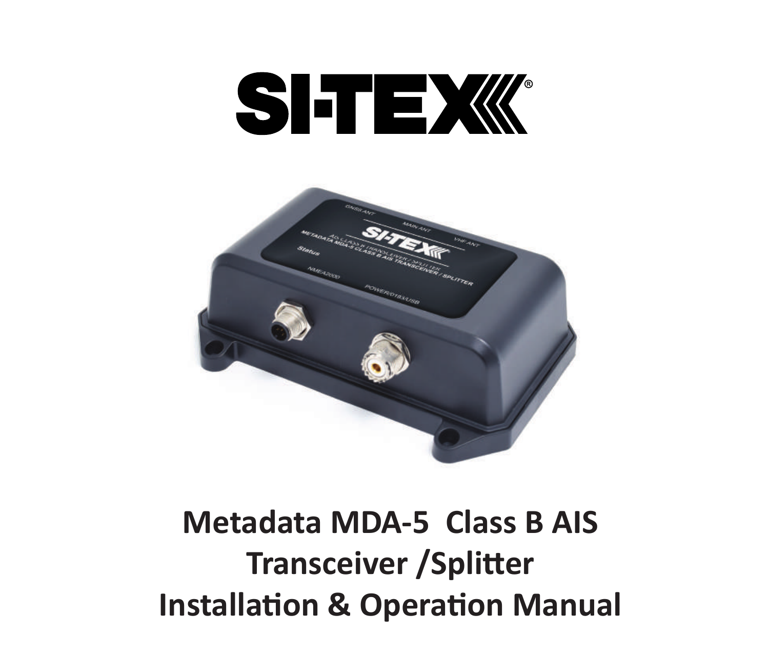# SI-TEX

# Metadata MDA-5 Class B AIS Transceiver /Splitter Installation & Operation Manual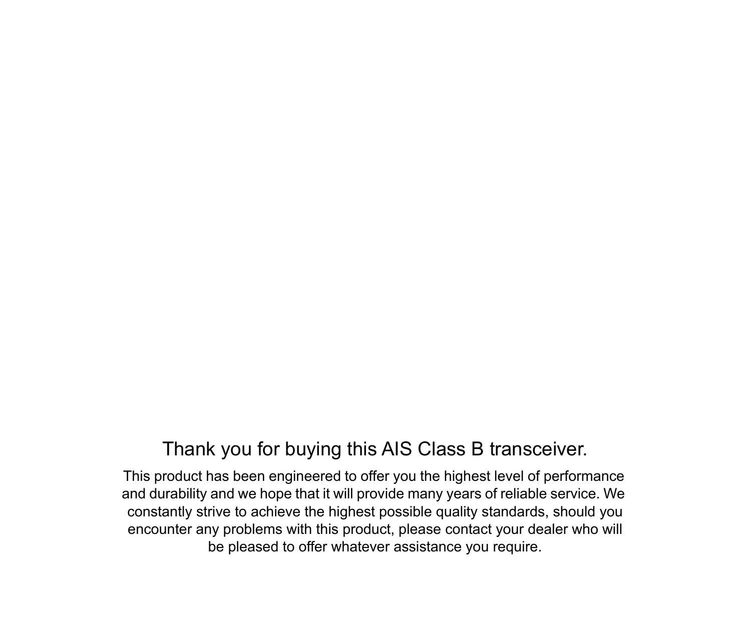## Thank you for buying this AIS Class B transceiver.

This product has been engineered to offer you the highest level of performance and durability and we hope that it will provide many years of reliable service. We constantly strive to achieve the highest possible quality standards, should you encounter any problems with this product, please contact your dealer who will be pleased to offer whatever assistance you require.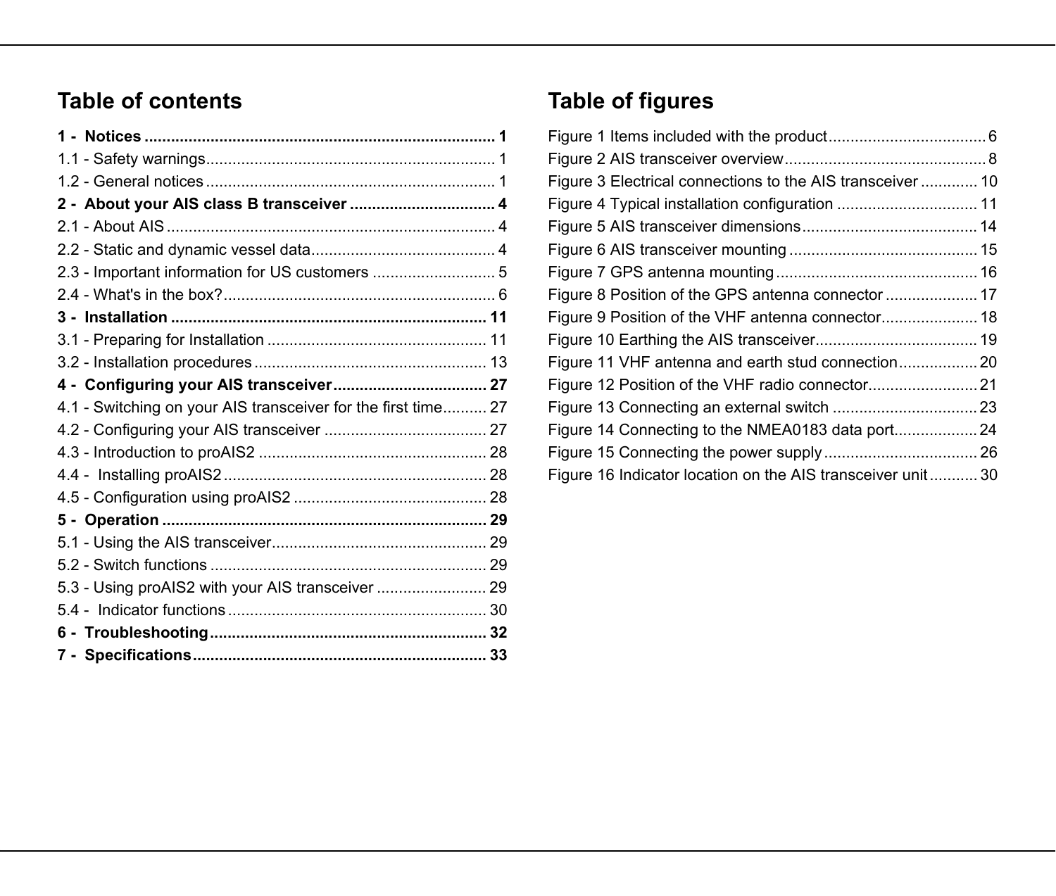## Table of contents

**1 - Notices ................................................................................ 1**

1.1 - Safety warnings.................................................................. 1

1.2 - General notices .................................................................. 1

**2 - About your AIS class B transceiver ................................. 4**

2.1 - About AIS ........................................................................... 4

2.2 - Static and dynamic vessel data.......................................... 4

2.3 - Important information for US customers ............................ 5

2.4 - What's in the box?.............................................................. 6

**3 - Installation ........................................................................ 11**

3.1 - Preparing for Installation .................................................. 11

3.2 - Installation procedures ..................................................... 13

**4 - Configuring your AIS transceiver................................... 27**

4.1 - Switching on your AIS transceiver for the first time.......... 27

4.2 - Configuring your AIS transceiver ..................................... 27

4.3 - Introduction to proAIS2 .................................................... 28

4.4 - Installing proAIS2 ............................................................ 28

4.5 - Configuration using proAIS2 ............................................ 28

**5 - Operation .......................................................................... 29**

5.1 - Using the AIS transceiver................................................. 29

5.2 - Switch functions ............................................................... 29

5.3 - Using proAIS2 with your AIS transceiver ......................... 29

5.4 - Indicator functions ........................................................... 30

**6 - Troubleshooting............................................................... 32**

**7 - Specifications................................................................... 33**

## Table of figures

Figure 1 Items included with the product.................................... 6

Figure 2 AIS transceiver overview.............................................. 8

Figure 3 Electrical connections to the AIS transceiver ............. 10

Figure 4 Typical installation configuration ................................ 11

Figure 5 AIS transceiver dimensions........................................ 14

Figure 6 AIS transceiver mounting ........................................... 15

Figure 7 GPS antenna mounting .............................................. 16

Figure 8 Position of the GPS antenna connector ..................... 17

Figure 9 Position of the VHF antenna connector...................... 18

Figure 10 Earthing the AIS transceiver..................................... 19

Figure 11 VHF antenna and earth stud connection.................. 20

Figure 12 Position of the VHF radio connector......................... 21

Figure 13 Connecting an external switch ................................. 23

Figure 14 Connecting to the NMEA0183 data port................... 24

Figure 15 Connecting the power supply ................................... 26

Figure 16 Indicator location on the AIS transceiver unit ........... 30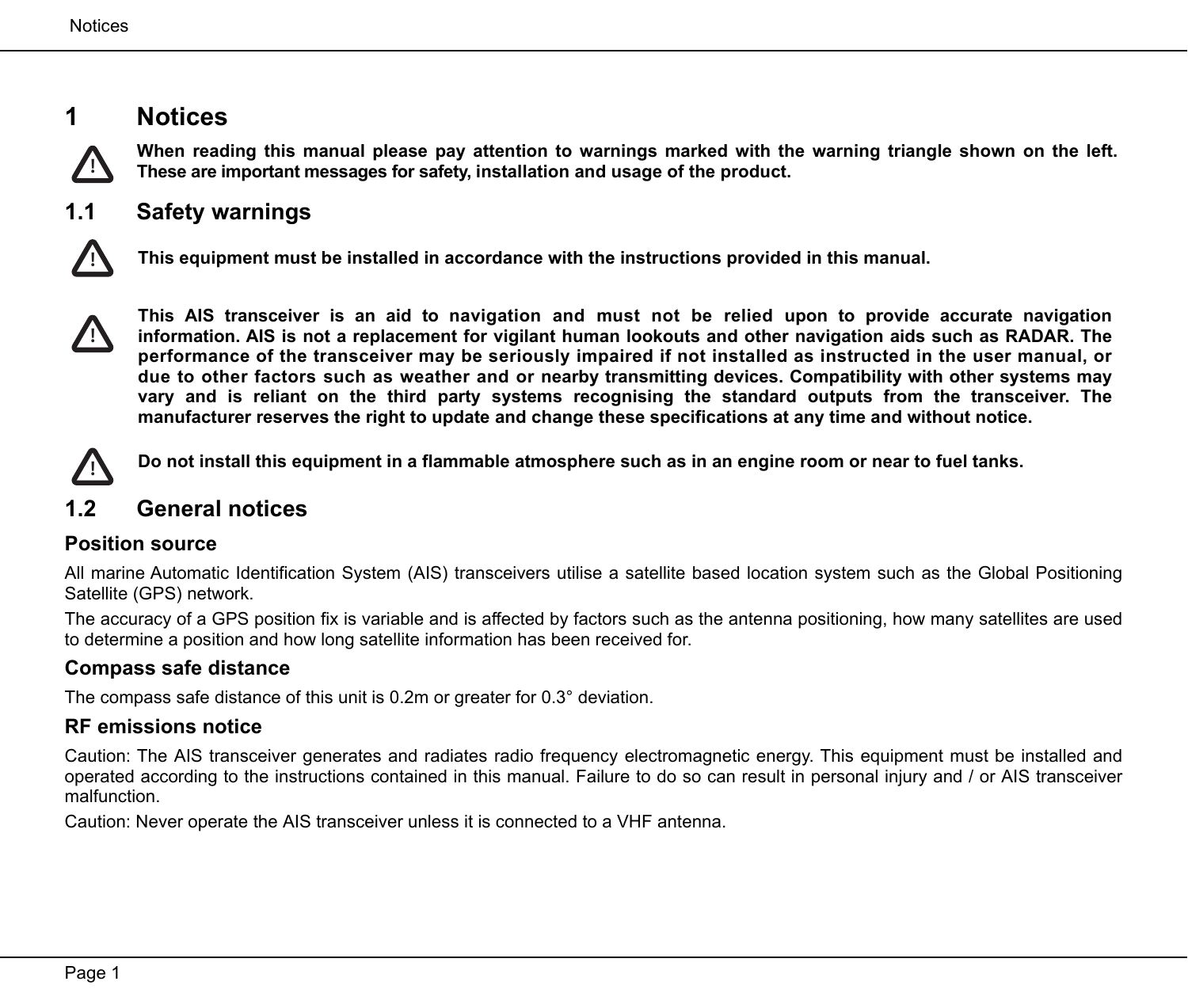# 1 Notices

⚠ **When reading this manual please pay attention to warnings marked with the warning triangle shown on the left. These are important messages for safety, installation and usage of the product.**

## 1.1 Safety warnings

⚠ **This equipment must be installed in accordance with the instructions provided in this manual.**

⚠ **This AIS transceiver is an aid to navigation and must not be relied upon to provide accurate navigation information. AIS is not a replacement for vigilant human lookouts and other navigation aids such as RADAR. The performance of the transceiver may be seriously impaired if not installed as instructed in the user manual, or due to other factors such as weather and or nearby transmitting devices. Compatibility with other systems may vary and is reliant on the third party systems recognising the standard outputs from the transceiver. The manufacturer reserves the right to update and change these specifications at any time and without notice.**

⚠ **Do not install this equipment in a flammable atmosphere such as in an engine room or near to fuel tanks.**

## 1.2 General notices

### Position source

All marine Automatic Identification System (AIS) transceivers utilise a satellite based location system such as the Global Positioning Satellite (GPS) network.

The accuracy of a GPS position fix is variable and is affected by factors such as the antenna positioning, how many satellites are used to determine a position and how long satellite information has been received for.

### Compass safe distance

The compass safe distance of this unit is 0.2m or greater for 0.3° deviation.

### RF emissions notice

Caution: The AIS transceiver generates and radiates radio frequency electromagnetic energy. This equipment must be installed and operated according to the instructions contained in this manual. Failure to do so can result in personal injury and / or AIS transceiver malfunction.

Caution: Never operate the AIS transceiver unless it is connected to a VHF antenna.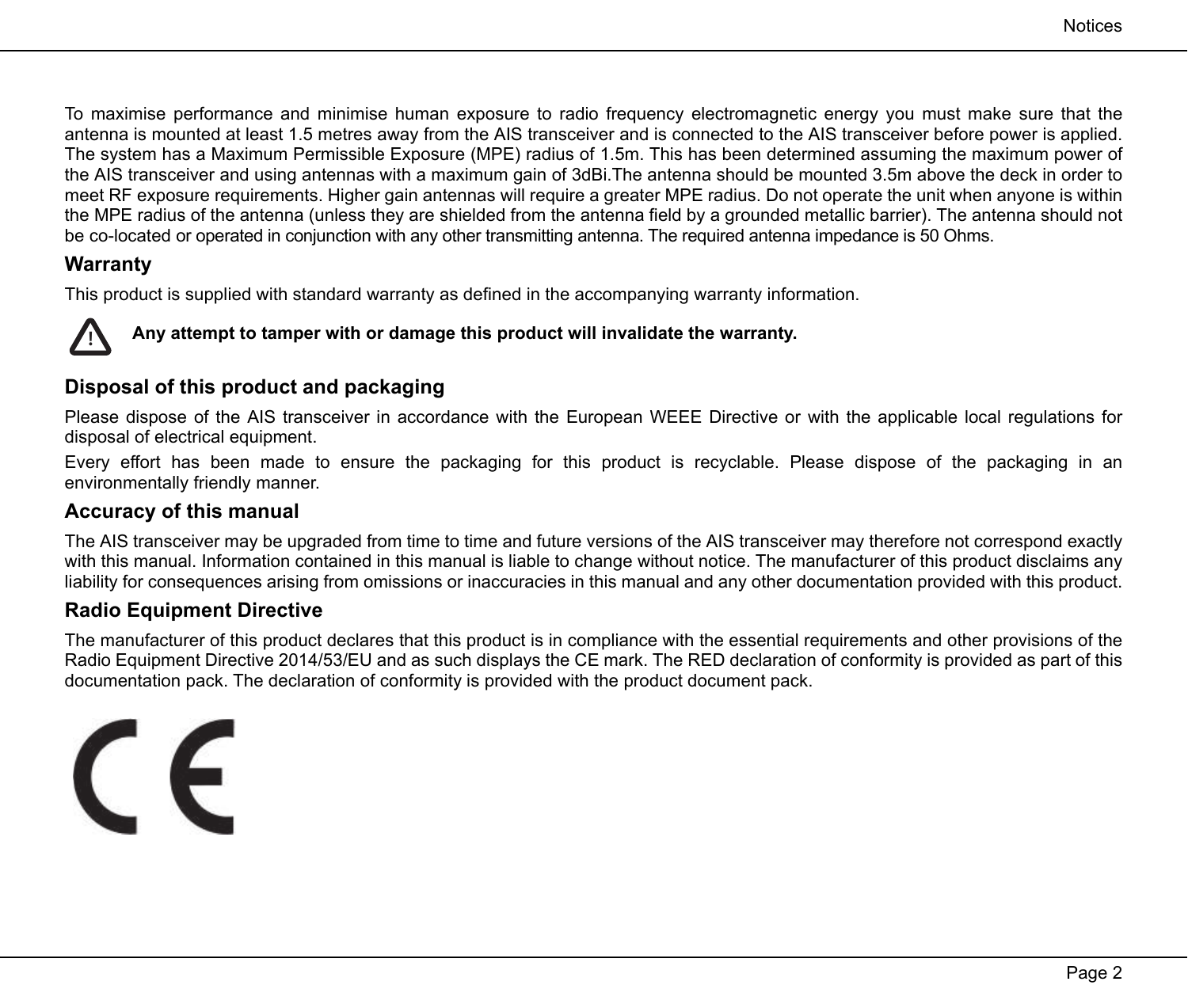To maximise performance and minimise human exposure to radio frequency electromagnetic energy you must make sure that the antenna is mounted at least 1.5 metres away from the AIS transceiver and is connected to the AIS transceiver before power is applied. The system has a Maximum Permissible Exposure (MPE) radius of 1.5m. This has been determined assuming the maximum power of the AIS transceiver and using antennas with a maximum gain of 3dBi.The antenna should be mounted 3.5m above the deck in order to meet RF exposure requirements. Higher gain antennas will require a greater MPE radius. Do not operate the unit when anyone is within the MPE radius of the antenna (unless they are shielded from the antenna field by a grounded metallic barrier). The antenna should not be co-located or operated in conjunction with any other transmitting antenna. The required antenna impedance is 50 Ohms.

## Warranty

This product is supplied with standard warranty as defined in the accompanying warranty information.

⚠ **Any attempt to tamper with or damage this product will invalidate the warranty.**

## Disposal of this product and packaging

Please dispose of the AIS transceiver in accordance with the European WEEE Directive or with the applicable local regulations for disposal of electrical equipment.

Every effort has been made to ensure the packaging for this product is recyclable. Please dispose of the packaging in an environmentally friendly manner.

## Accuracy of this manual

The AIS transceiver may be upgraded from time to time and future versions of the AIS transceiver may therefore not correspond exactly with this manual. Information contained in this manual is liable to change without notice. The manufacturer of this product disclaims any liability for consequences arising from omissions or inaccuracies in this manual and any other documentation provided with this product.

## Radio Equipment Directive

The manufacturer of this product declares that this product is in compliance with the essential requirements and other provisions of the Radio Equipment Directive 2014/53/EU and as such displays the CE mark. The RED declaration of conformity is provided as part of this documentation pack. The declaration of conformity is provided with the product document pack.

CE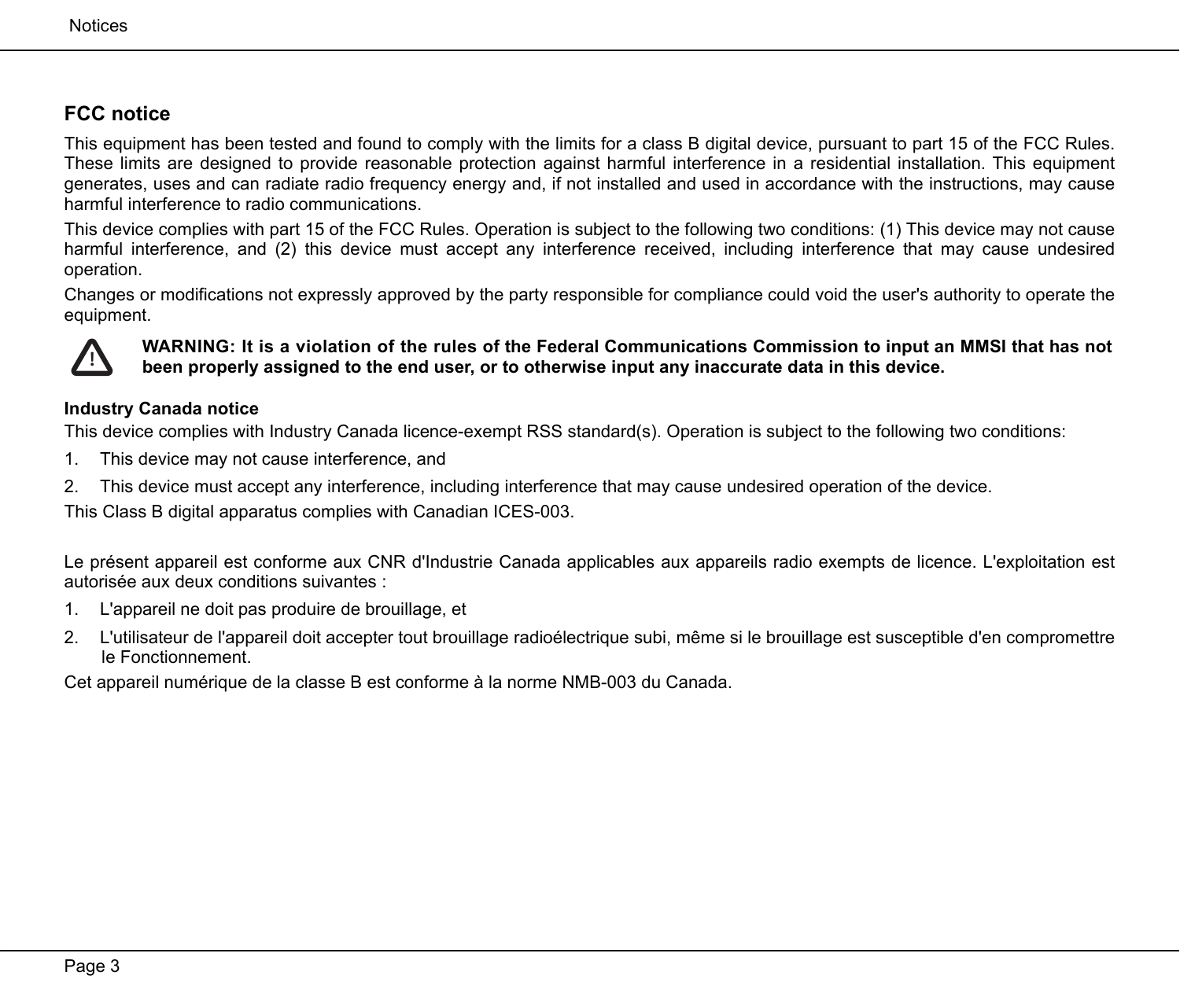## FCC notice

This equipment has been tested and found to comply with the limits for a class B digital device, pursuant to part 15 of the FCC Rules. These limits are designed to provide reasonable protection against harmful interference in a residential installation. This equipment generates, uses and can radiate radio frequency energy and, if not installed and used in accordance with the instructions, may cause harmful interference to radio communications.

This device complies with part 15 of the FCC Rules. Operation is subject to the following two conditions: (1) This device may not cause harmful interference, and (2) this device must accept any interference received, including interference that may cause undesired operation.

Changes or modifications not expressly approved by the party responsible for compliance could void the user's authority to operate the equipment.

**WARNING: It is a violation of the rules of the Federal Communications Commission to input an MMSI that has not been properly assigned to the end user, or to otherwise input any inaccurate data in this device.**

**Industry Canada notice**

This device complies with Industry Canada licence-exempt RSS standard(s). Operation is subject to the following two conditions:

1. This device may not cause interference, and
2. This device must accept any interference, including interference that may cause undesired operation of the device.

This Class B digital apparatus complies with Canadian ICES-003.

Le présent appareil est conforme aux CNR d'Industrie Canada applicables aux appareils radio exempts de licence. L'exploitation est autorisée aux deux conditions suivantes :

1. L'appareil ne doit pas produire de brouillage, et
2. L'utilisateur de l'appareil doit accepter tout brouillage radioélectrique subi, même si le brouillage est susceptible d'en compromettre le Fonctionnement.

Cet appareil numérique de la classe B est conforme à la norme NMB-003 du Canada.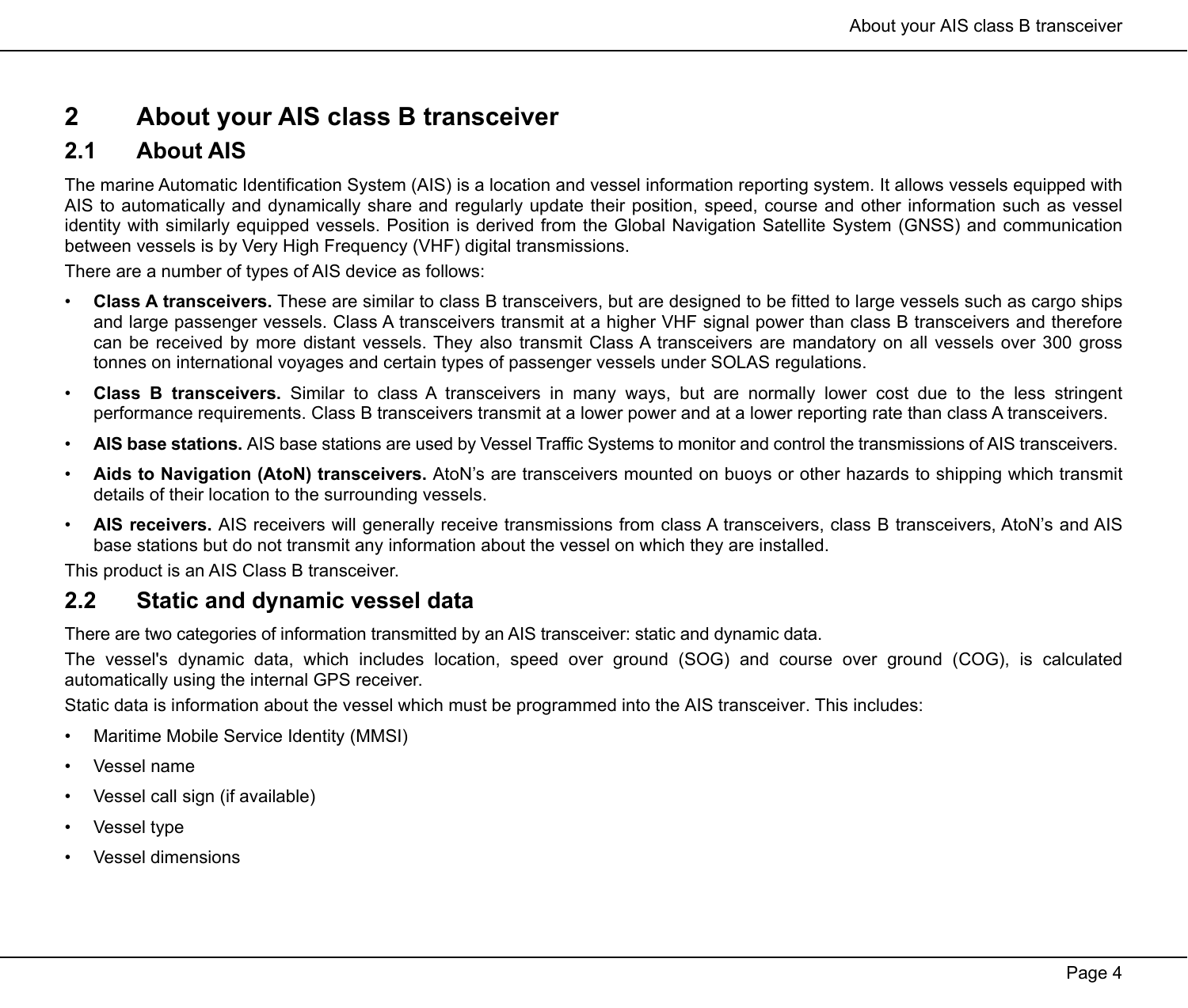# 2 About your AIS class B transceiver

## 2.1 About AIS

The marine Automatic Identification System (AIS) is a location and vessel information reporting system. It allows vessels equipped with AIS to automatically and dynamically share and regularly update their position, speed, course and other information such as vessel identity with similarly equipped vessels. Position is derived from the Global Navigation Satellite System (GNSS) and communication between vessels is by Very High Frequency (VHF) digital transmissions.

There are a number of types of AIS device as follows:

- **Class A transceivers.** These are similar to class B transceivers, but are designed to be fitted to large vessels such as cargo ships and large passenger vessels. Class A transceivers transmit at a higher VHF signal power than class B transceivers and therefore can be received by more distant vessels. They also transmit Class A transceivers are mandatory on all vessels over 300 gross tonnes on international voyages and certain types of passenger vessels under SOLAS regulations.
- **Class B transceivers.** Similar to class A transceivers in many ways, but are normally lower cost due to the less stringent performance requirements. Class B transceivers transmit at a lower power and at a lower reporting rate than class A transceivers.
- **AIS base stations.** AIS base stations are used by Vessel Traffic Systems to monitor and control the transmissions of AIS transceivers.
- **Aids to Navigation (AtoN) transceivers.** AtoN's are transceivers mounted on buoys or other hazards to shipping which transmit details of their location to the surrounding vessels.
- **AIS receivers.** AIS receivers will generally receive transmissions from class A transceivers, class B transceivers, AtoN's and AIS base stations but do not transmit any information about the vessel on which they are installed.

This product is an AIS Class B transceiver.

## 2.2 Static and dynamic vessel data

There are two categories of information transmitted by an AIS transceiver: static and dynamic data.

The vessel's dynamic data, which includes location, speed over ground (SOG) and course over ground (COG), is calculated automatically using the internal GPS receiver.

Static data is information about the vessel which must be programmed into the AIS transceiver. This includes:

- Maritime Mobile Service Identity (MMSI)
- Vessel name
- Vessel call sign (if available)
- Vessel type
- Vessel dimensions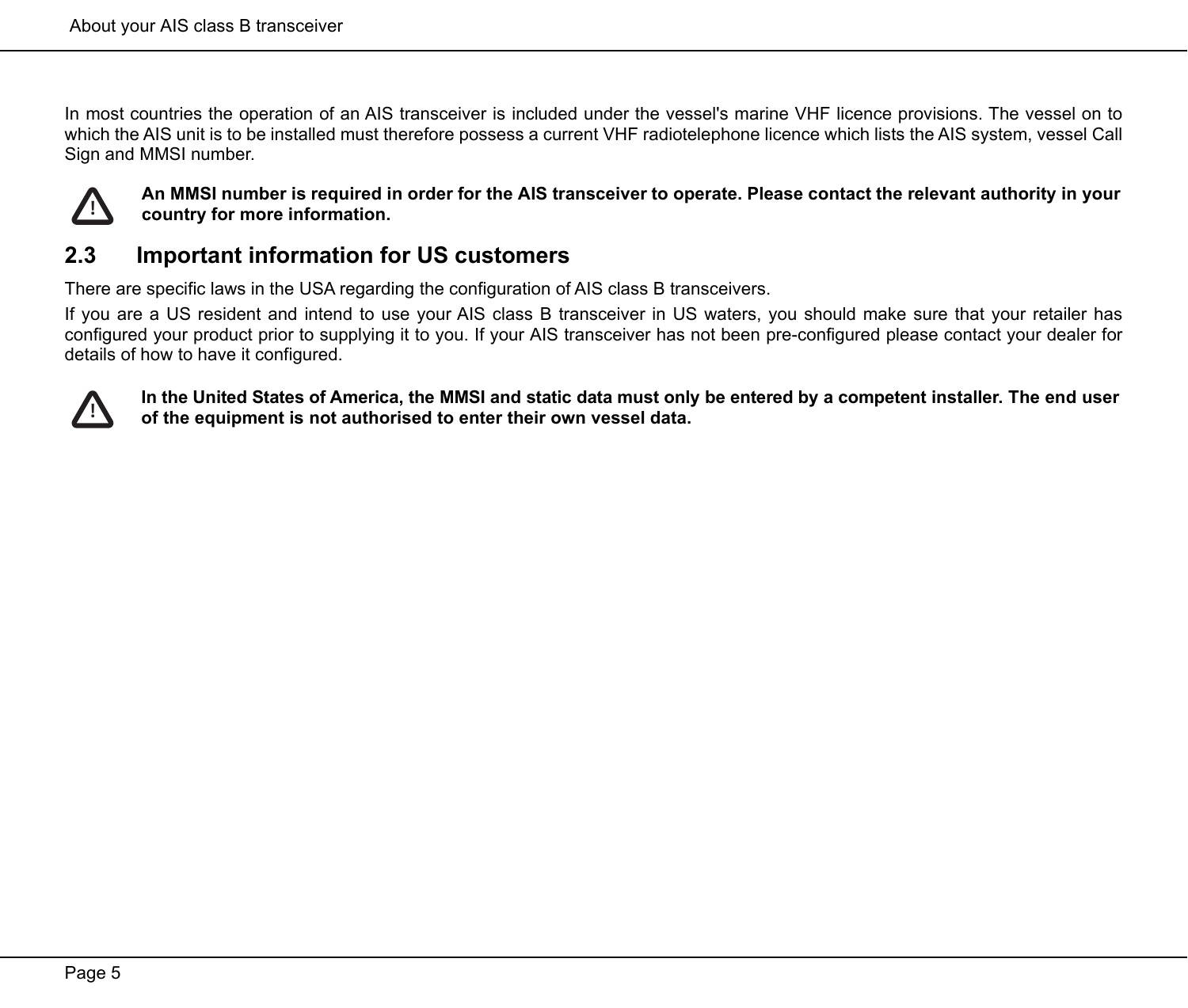In most countries the operation of an AIS transceiver is included under the vessel's marine VHF licence provisions. The vessel on to which the AIS unit is to be installed must therefore possess a current VHF radiotelephone licence which lists the AIS system, vessel Call Sign and MMSI number.

⚠ **An MMSI number is required in order for the AIS transceiver to operate. Please contact the relevant authority in your country for more information.**

## 2.3 Important information for US customers

There are specific laws in the USA regarding the configuration of AIS class B transceivers.

If you are a US resident and intend to use your AIS class B transceiver in US waters, you should make sure that your retailer has configured your product prior to supplying it to you. If your AIS transceiver has not been pre-configured please contact your dealer for details of how to have it configured.

⚠ **In the United States of America, the MMSI and static data must only be entered by a competent installer. The end user of the equipment is not authorised to enter their own vessel data.**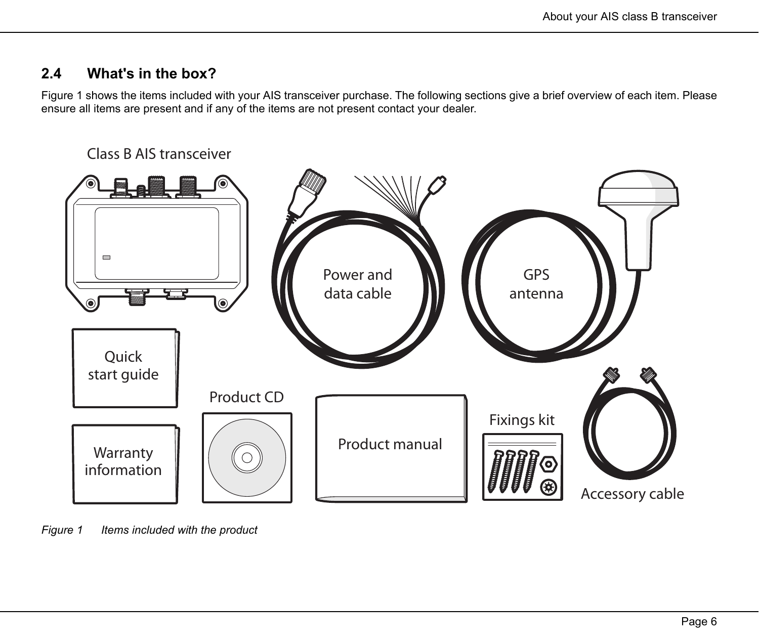## 2.4 What's in the box?

Figure 1 shows the items included with your AIS transceiver purchase. The following sections give a brief overview of each item. Please ensure all items are present and if any of the items are not present contact your dealer.

Class B AIS transceiver

Power and data cable

GPS antenna

Quick start guide

Product CD

Product manual

Fixings kit

Accessory cable

Warranty information

*Figure 1 Items included with the product*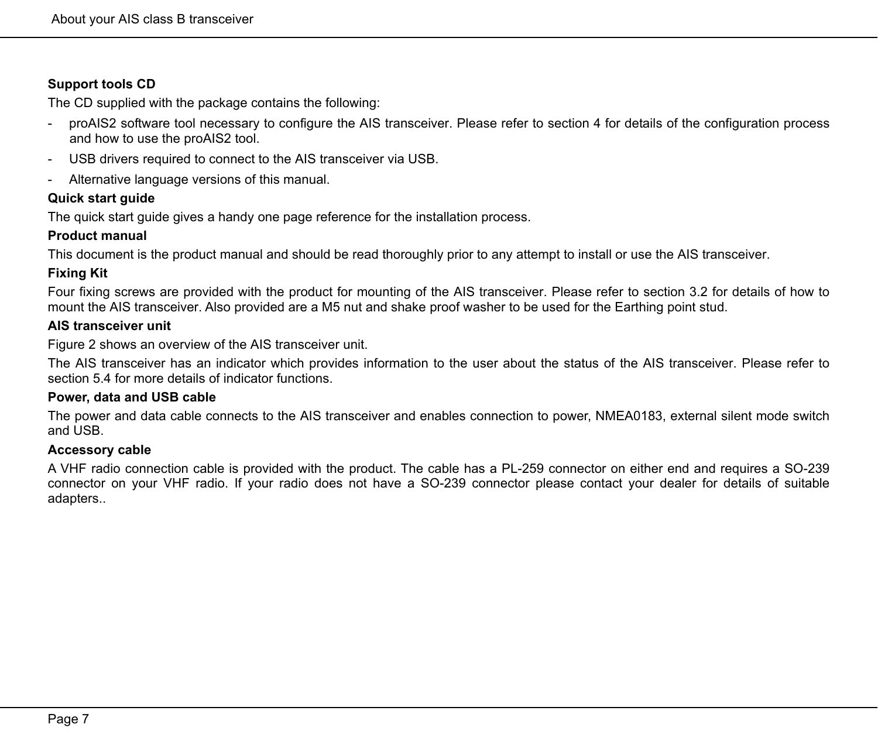**Support tools CD**

The CD supplied with the package contains the following:

- proAIS2 software tool necessary to configure the AIS transceiver. Please refer to section 4 for details of the configuration process and how to use the proAIS2 tool.
- USB drivers required to connect to the AIS transceiver via USB.
- Alternative language versions of this manual.

**Quick start guide**

The quick start guide gives a handy one page reference for the installation process.

**Product manual**

This document is the product manual and should be read thoroughly prior to any attempt to install or use the AIS transceiver.

**Fixing Kit**

Four fixing screws are provided with the product for mounting of the AIS transceiver. Please refer to section 3.2 for details of how to mount the AIS transceiver. Also provided are a M5 nut and shake proof washer to be used for the Earthing point stud.

**AIS transceiver unit**

Figure 2 shows an overview of the AIS transceiver unit.

The AIS transceiver has an indicator which provides information to the user about the status of the AIS transceiver. Please refer to section 5.4 for more details of indicator functions.

**Power, data and USB cable**

The power and data cable connects to the AIS transceiver and enables connection to power, NMEA0183, external silent mode switch and USB.

**Accessory cable**

A VHF radio connection cable is provided with the product. The cable has a PL-259 connector on either end and requires a SO-239 connector on your VHF radio. If your radio does not have a SO-239 connector please contact your dealer for details of suitable adapters..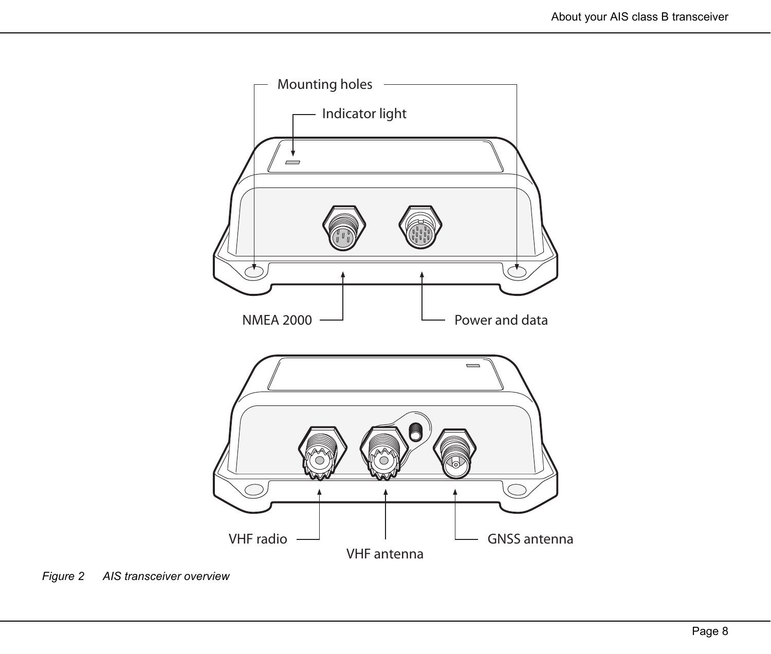Mounting holes

Indicator light

NMEA 2000

Power and data

VHF radio

VHF antenna

GNSS antenna

*Figure 2 AIS transceiver overview*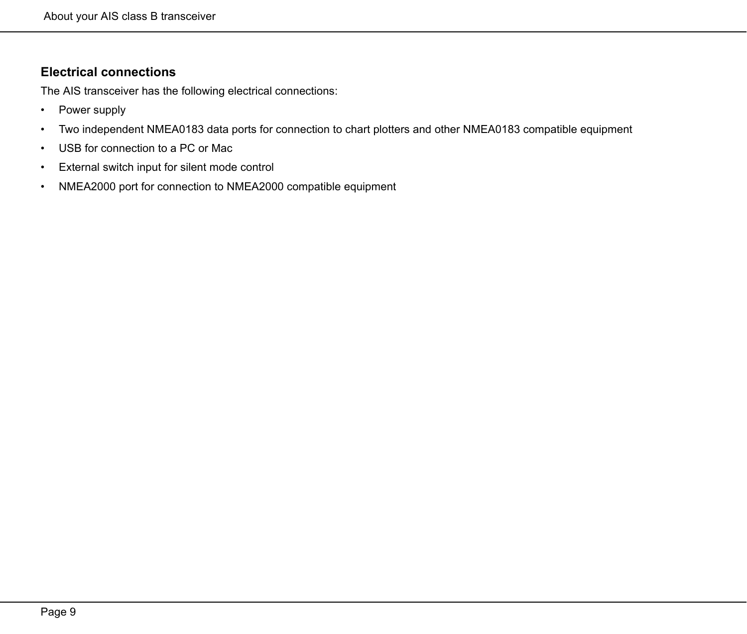## Electrical connections

The AIS transceiver has the following electrical connections:

- Power supply
- Two independent NMEA0183 data ports for connection to chart plotters and other NMEA0183 compatible equipment
- USB for connection to a PC or Mac
- External switch input for silent mode control
- NMEA2000 port for connection to NMEA2000 compatible equipment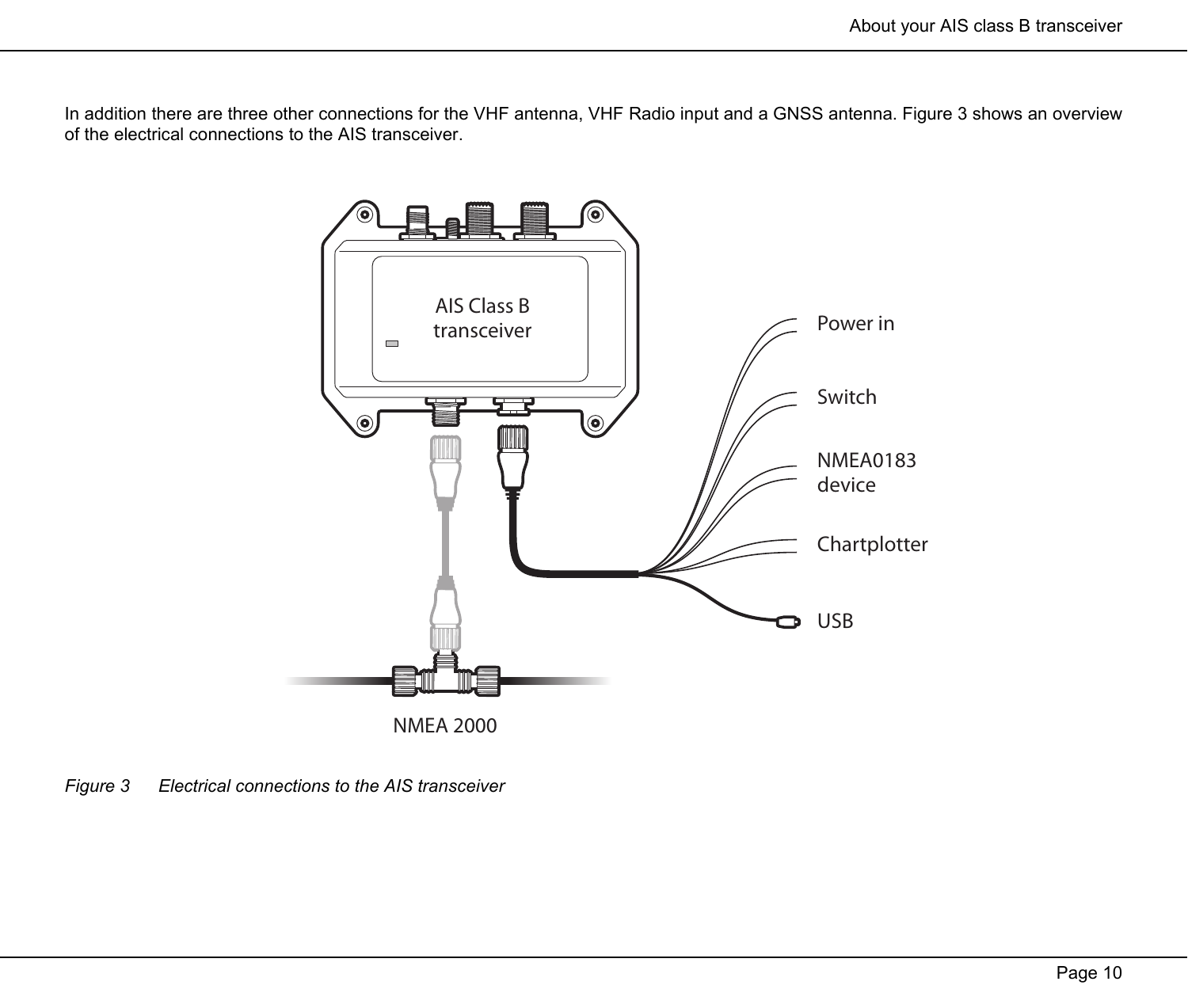In addition there are three other connections for the VHF antenna, VHF Radio input and a GNSS antenna. Figure 3 shows an overview of the electrical connections to the AIS transceiver.

*Figure 3 Electrical connections to the AIS transceiver*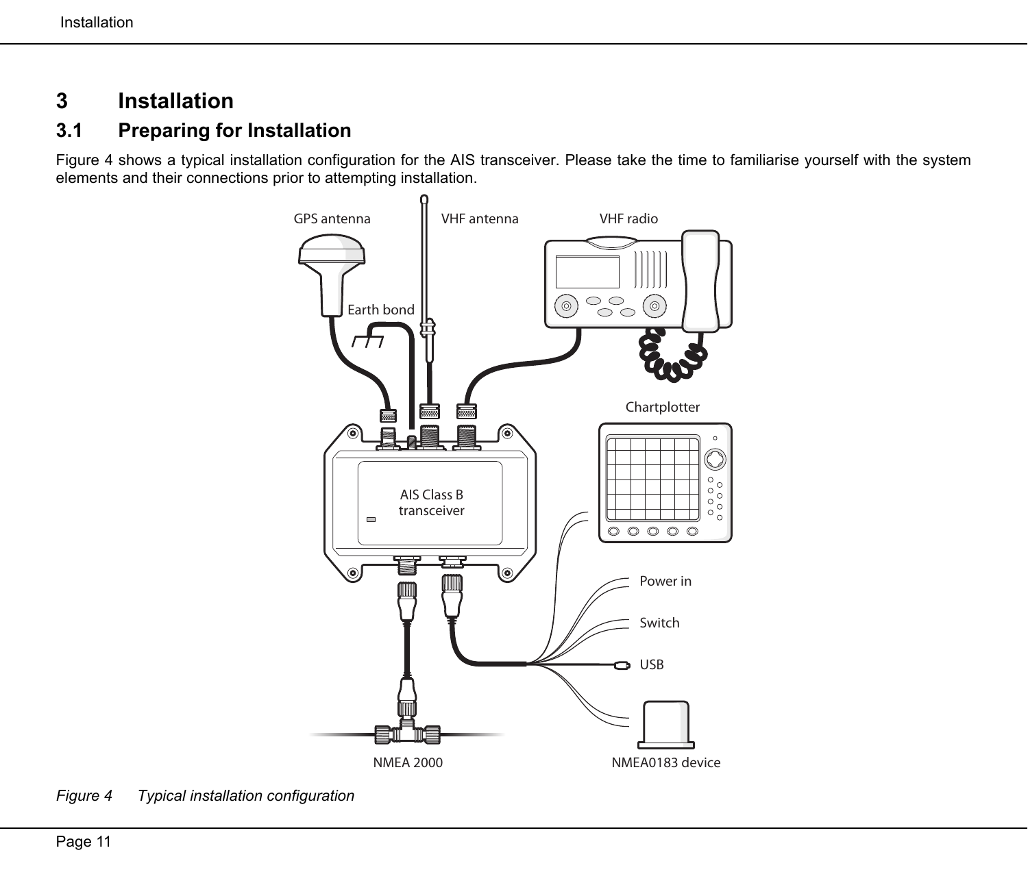# 3 Installation

## 3.1 Preparing for Installation

Figure 4 shows a typical installation configuration for the AIS transceiver. Please take the time to familiarise yourself with the system elements and their connections prior to attempting installation.

*Figure 4 Typical installation configuration*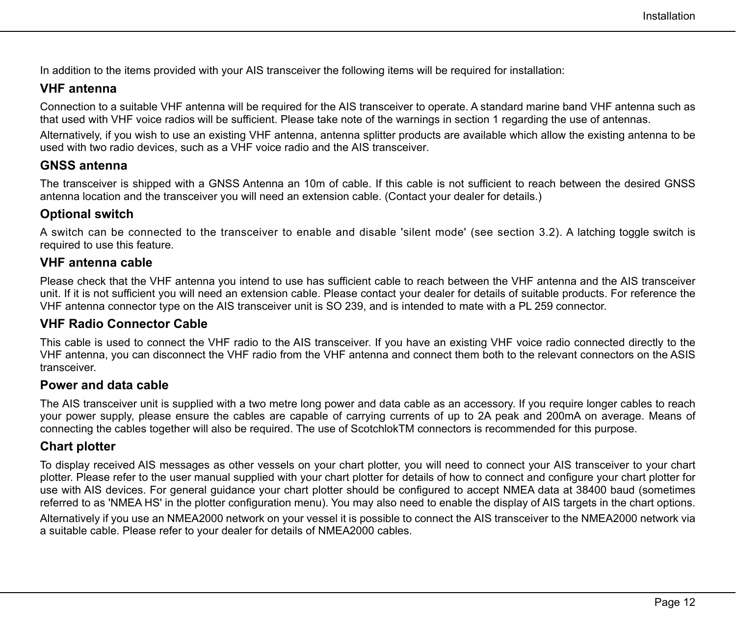In addition to the items provided with your AIS transceiver the following items will be required for installation:

### VHF antenna

Connection to a suitable VHF antenna will be required for the AIS transceiver to operate. A standard marine band VHF antenna such as that used with VHF voice radios will be sufficient. Please take note of the warnings in section 1 regarding the use of antennas.

Alternatively, if you wish to use an existing VHF antenna, antenna splitter products are available which allow the existing antenna to be used with two radio devices, such as a VHF voice radio and the AIS transceiver.

### GNSS antenna

The transceiver is shipped with a GNSS Antenna an 10m of cable. If this cable is not sufficient to reach between the desired GNSS antenna location and the transceiver you will need an extension cable. (Contact your dealer for details.)

### Optional switch

A switch can be connected to the transceiver to enable and disable 'silent mode' (see section 3.2). A latching toggle switch is required to use this feature.

### VHF antenna cable

Please check that the VHF antenna you intend to use has sufficient cable to reach between the VHF antenna and the AIS transceiver unit. If it is not sufficient you will need an extension cable. Please contact your dealer for details of suitable products. For reference the VHF antenna connector type on the AIS transceiver unit is SO 239, and is intended to mate with a PL 259 connector.

### VHF Radio Connector Cable

This cable is used to connect the VHF radio to the AIS transceiver. If you have an existing VHF voice radio connected directly to the VHF antenna, you can disconnect the VHF radio from the VHF antenna and connect them both to the relevant connectors on the ASIS transceiver.

### Power and data cable

The AIS transceiver unit is supplied with a two metre long power and data cable as an accessory. If you require longer cables to reach your power supply, please ensure the cables are capable of carrying currents of up to 2A peak and 200mA on average. Means of connecting the cables together will also be required. The use of ScotchlokTM connectors is recommended for this purpose.

### Chart plotter

To display received AIS messages as other vessels on your chart plotter, you will need to connect your AIS transceiver to your chart plotter. Please refer to the user manual supplied with your chart plotter for details of how to connect and configure your chart plotter for use with AIS devices. For general guidance your chart plotter should be configured to accept NMEA data at 38400 baud (sometimes referred to as 'NMEA HS' in the plotter configuration menu). You may also need to enable the display of AIS targets in the chart options.

Alternatively if you use an NMEA2000 network on your vessel it is possible to connect the AIS transceiver to the NMEA2000 network via a suitable cable. Please refer to your dealer for details of NMEA2000 cables.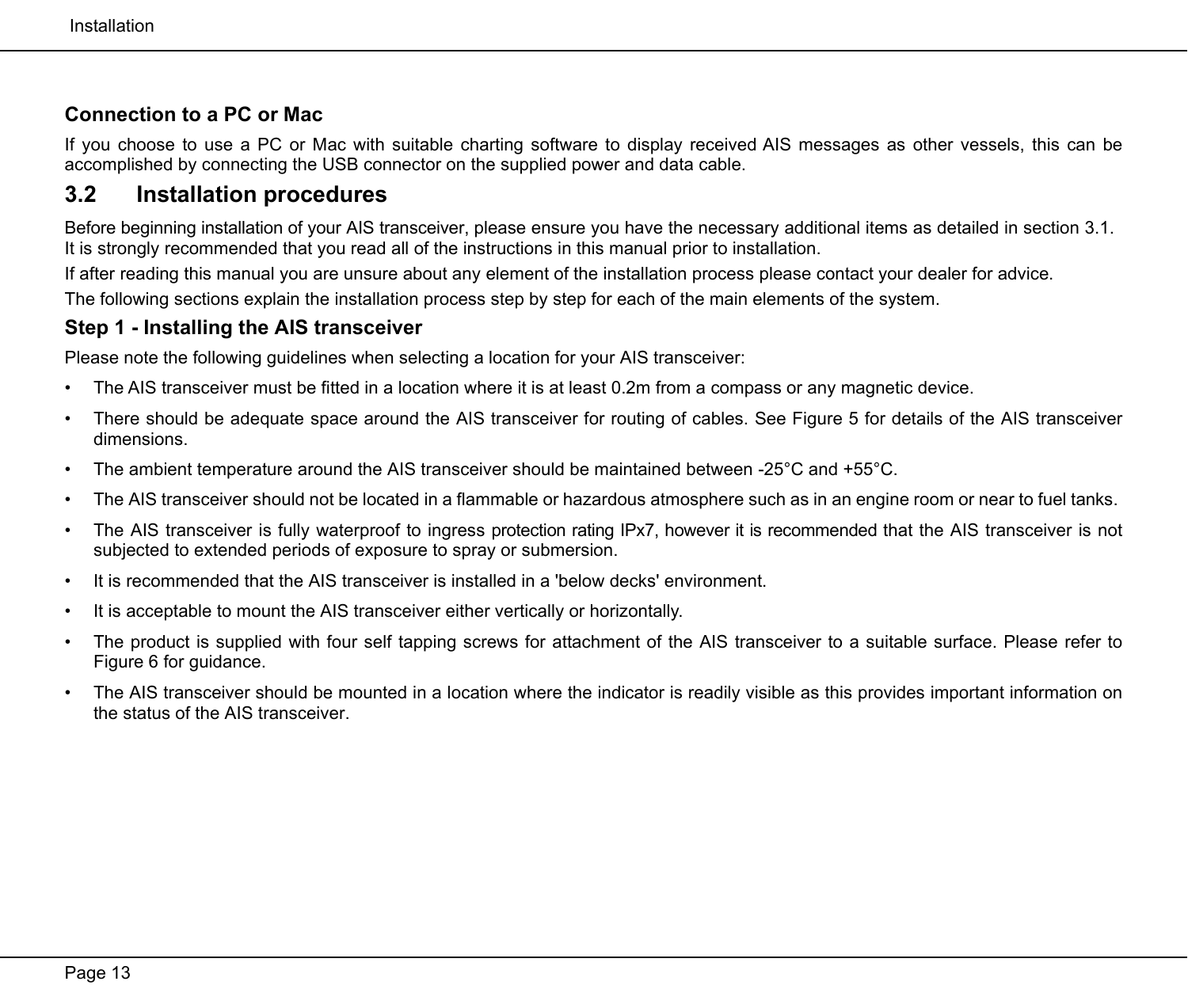### Connection to a PC or Mac

If you choose to use a PC or Mac with suitable charting software to display received AIS messages as other vessels, this can be accomplished by connecting the USB connector on the supplied power and data cable.

## 3.2 Installation procedures

Before beginning installation of your AIS transceiver, please ensure you have the necessary additional items as detailed in section 3.1. It is strongly recommended that you read all of the instructions in this manual prior to installation.

If after reading this manual you are unsure about any element of the installation process please contact your dealer for advice.

The following sections explain the installation process step by step for each of the main elements of the system.

### Step 1 - Installing the AIS transceiver

Please note the following guidelines when selecting a location for your AIS transceiver:

- The AIS transceiver must be fitted in a location where it is at least 0.2m from a compass or any magnetic device.
- There should be adequate space around the AIS transceiver for routing of cables. See Figure 5 for details of the AIS transceiver dimensions.
- The ambient temperature around the AIS transceiver should be maintained between -25°C and +55°C.
- The AIS transceiver should not be located in a flammable or hazardous atmosphere such as in an engine room or near to fuel tanks.
- The AIS transceiver is fully waterproof to ingress protection rating IPx7, however it is recommended that the AIS transceiver is not subjected to extended periods of exposure to spray or submersion.
- It is recommended that the AIS transceiver is installed in a 'below decks' environment.
- It is acceptable to mount the AIS transceiver either vertically or horizontally.
- The product is supplied with four self tapping screws for attachment of the AIS transceiver to a suitable surface. Please refer to Figure 6 for guidance.
- The AIS transceiver should be mounted in a location where the indicator is readily visible as this provides important information on the status of the AIS transceiver.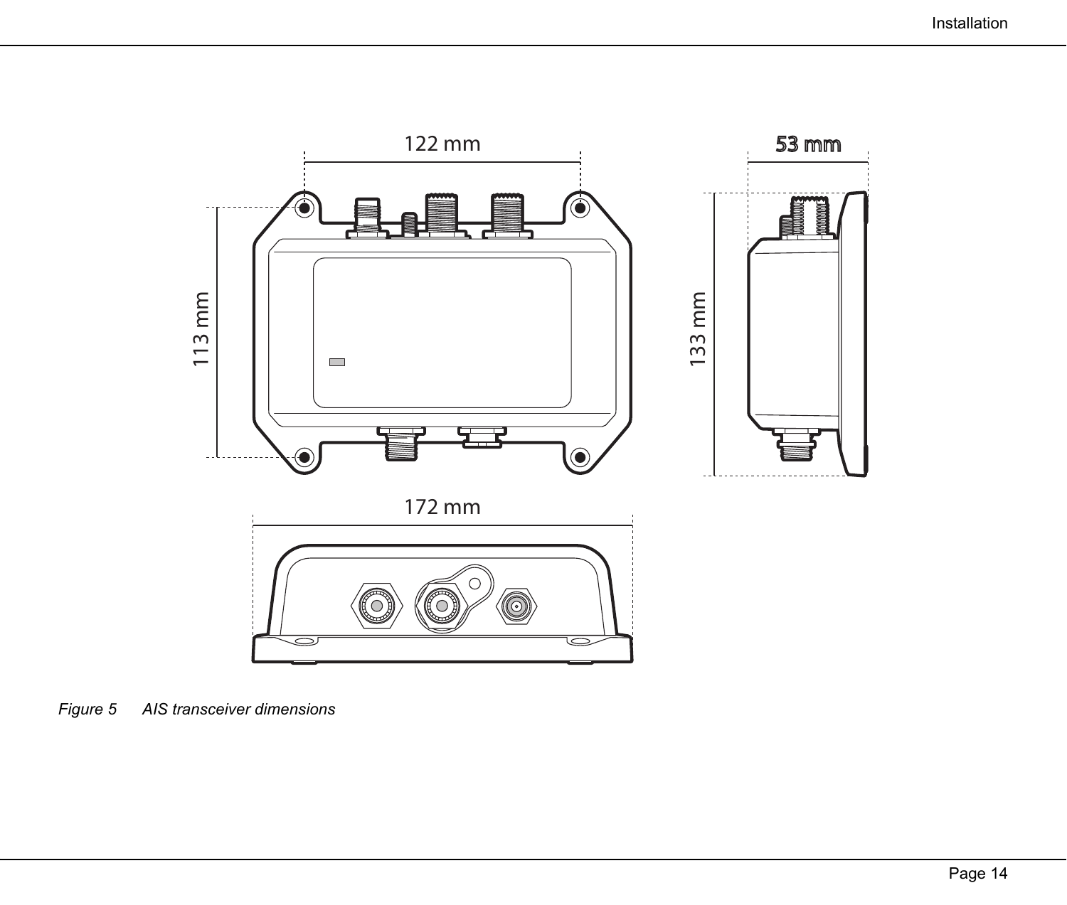122 mm

53 mm

113 mm

133 mm

172 mm

*Figure 5 AIS transceiver dimensions*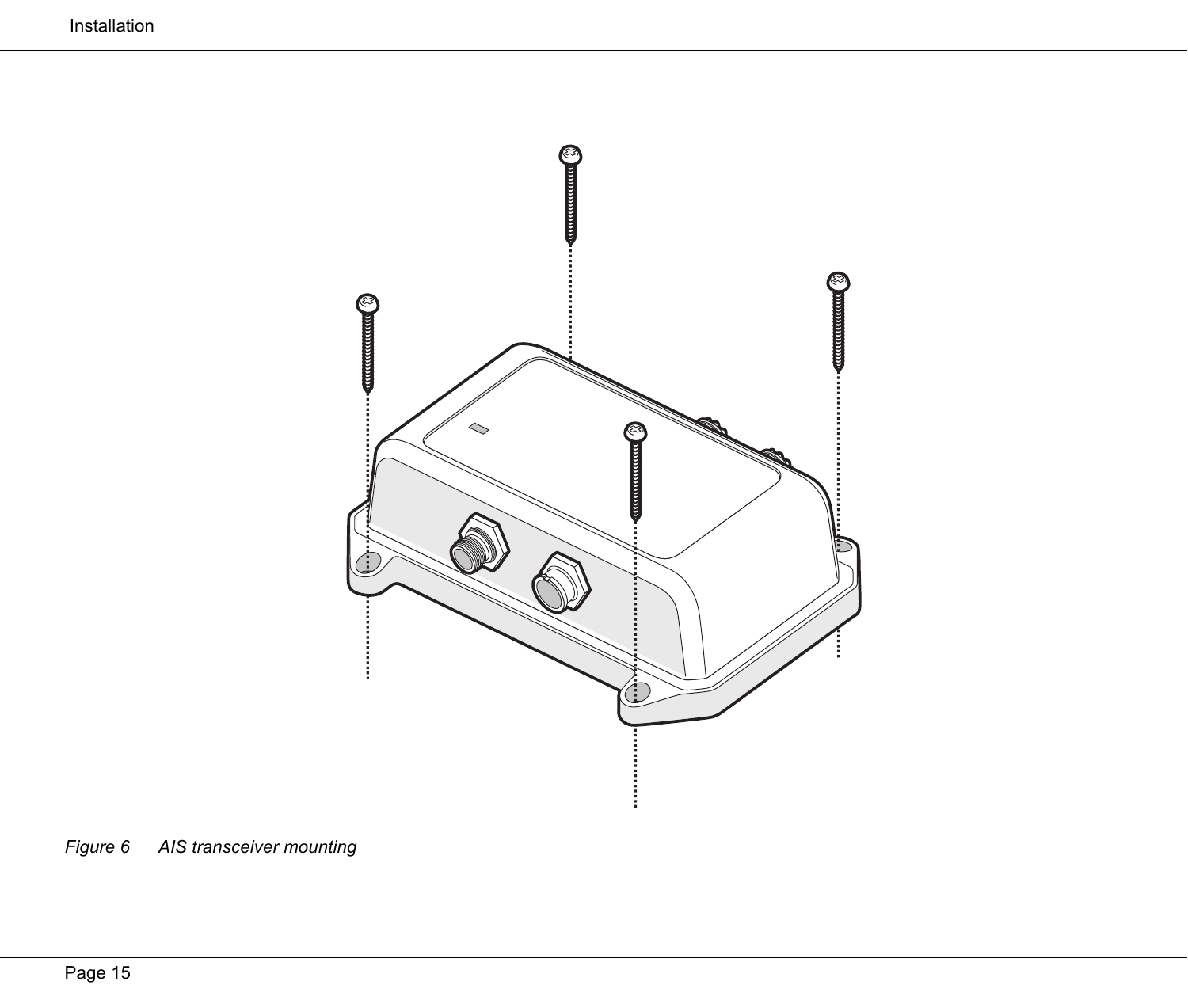*Figure 6    AIS transceiver mounting*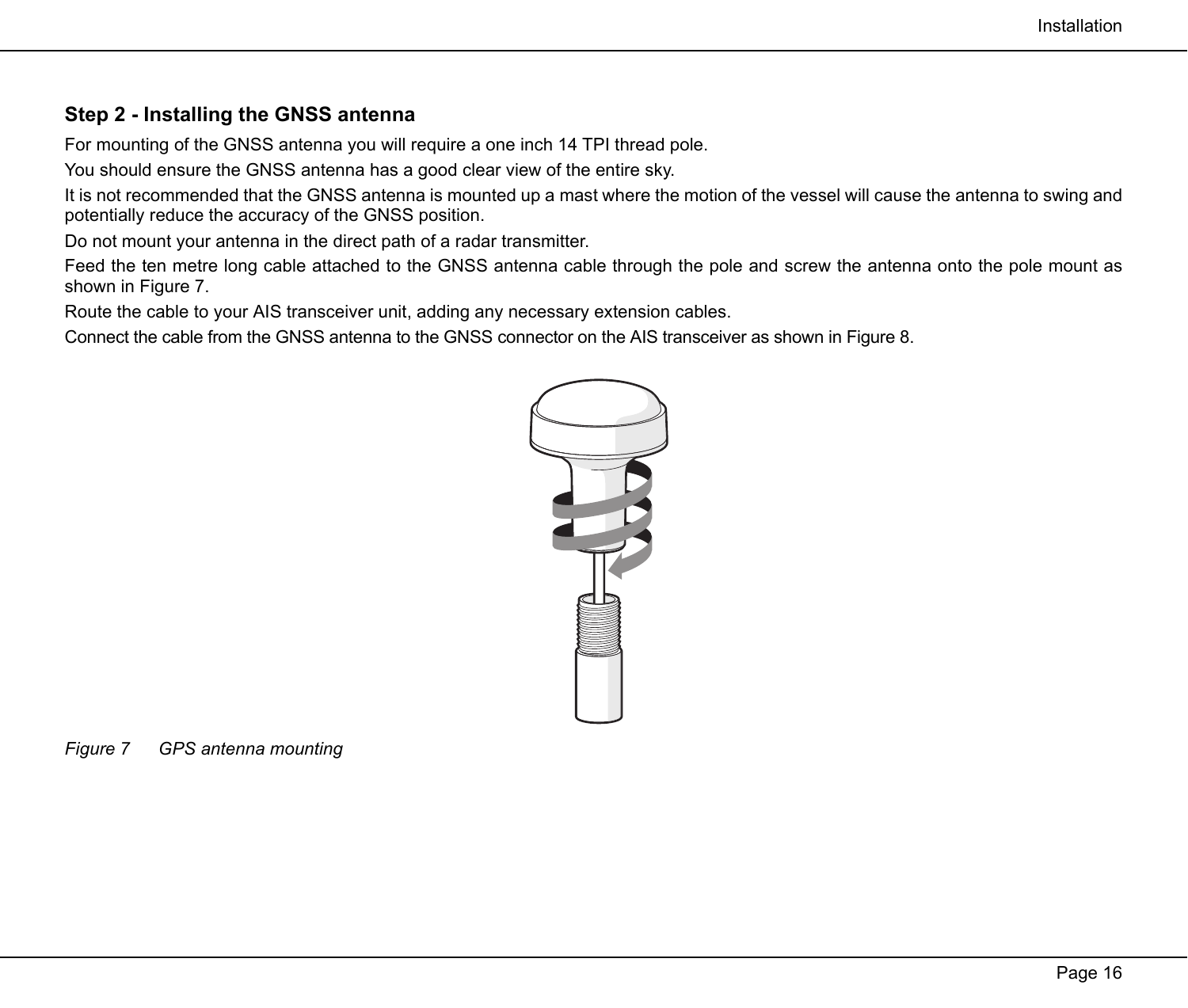### Step 2 - Installing the GNSS antenna

For mounting of the GNSS antenna you will require a one inch 14 TPI thread pole.

You should ensure the GNSS antenna has a good clear view of the entire sky.

It is not recommended that the GNSS antenna is mounted up a mast where the motion of the vessel will cause the antenna to swing and potentially reduce the accuracy of the GNSS position.

Do not mount your antenna in the direct path of a radar transmitter.

Feed the ten metre long cable attached to the GNSS antenna cable through the pole and screw the antenna onto the pole mount as shown in Figure 7.

Route the cable to your AIS transceiver unit, adding any necessary extension cables.

Connect the cable from the GNSS antenna to the GNSS connector on the AIS transceiver as shown in Figure 8.

*Figure 7 GPS antenna mounting*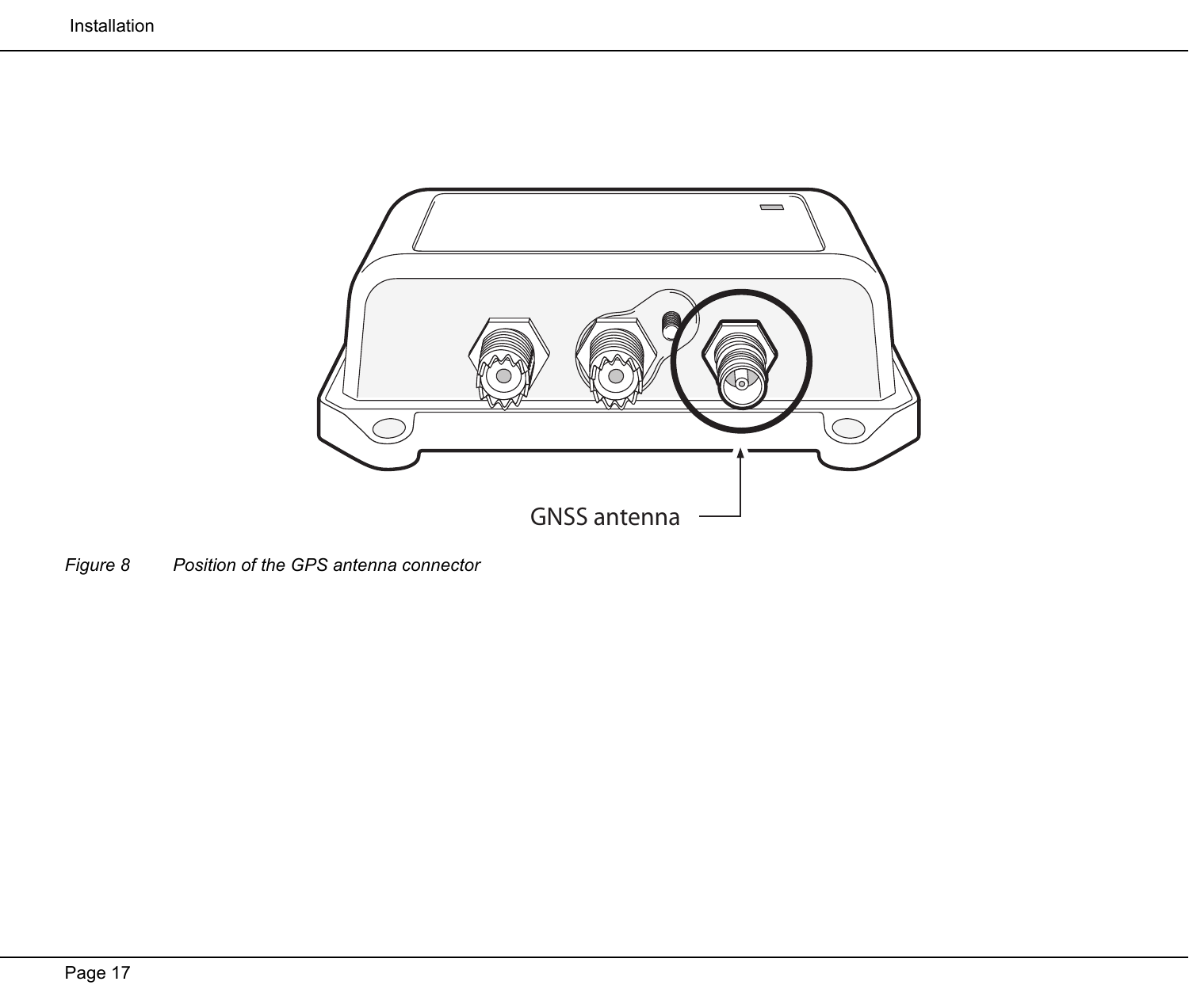GNSS antenna

*Figure 8    Position of the GPS antenna connector*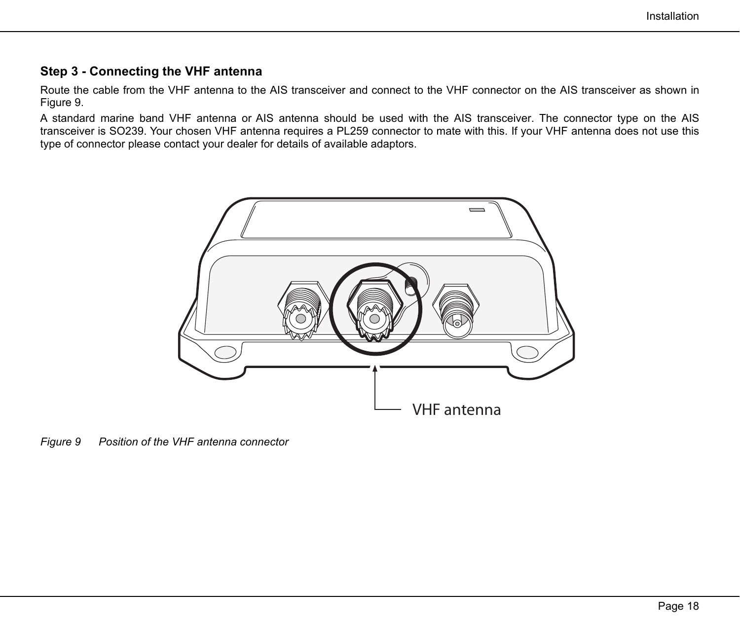### Step 3 - Connecting the VHF antenna

Route the cable from the VHF antenna to the AIS transceiver and connect to the VHF connector on the AIS transceiver as shown in Figure 9.

A standard marine band VHF antenna or AIS antenna should be used with the AIS transceiver. The connector type on the AIS transceiver is SO239. Your chosen VHF antenna requires a PL259 connector to mate with this. If your VHF antenna does not use this type of connector please contact your dealer for details of available adaptors.

VHF antenna

*Figure 9      Position of the VHF antenna connector*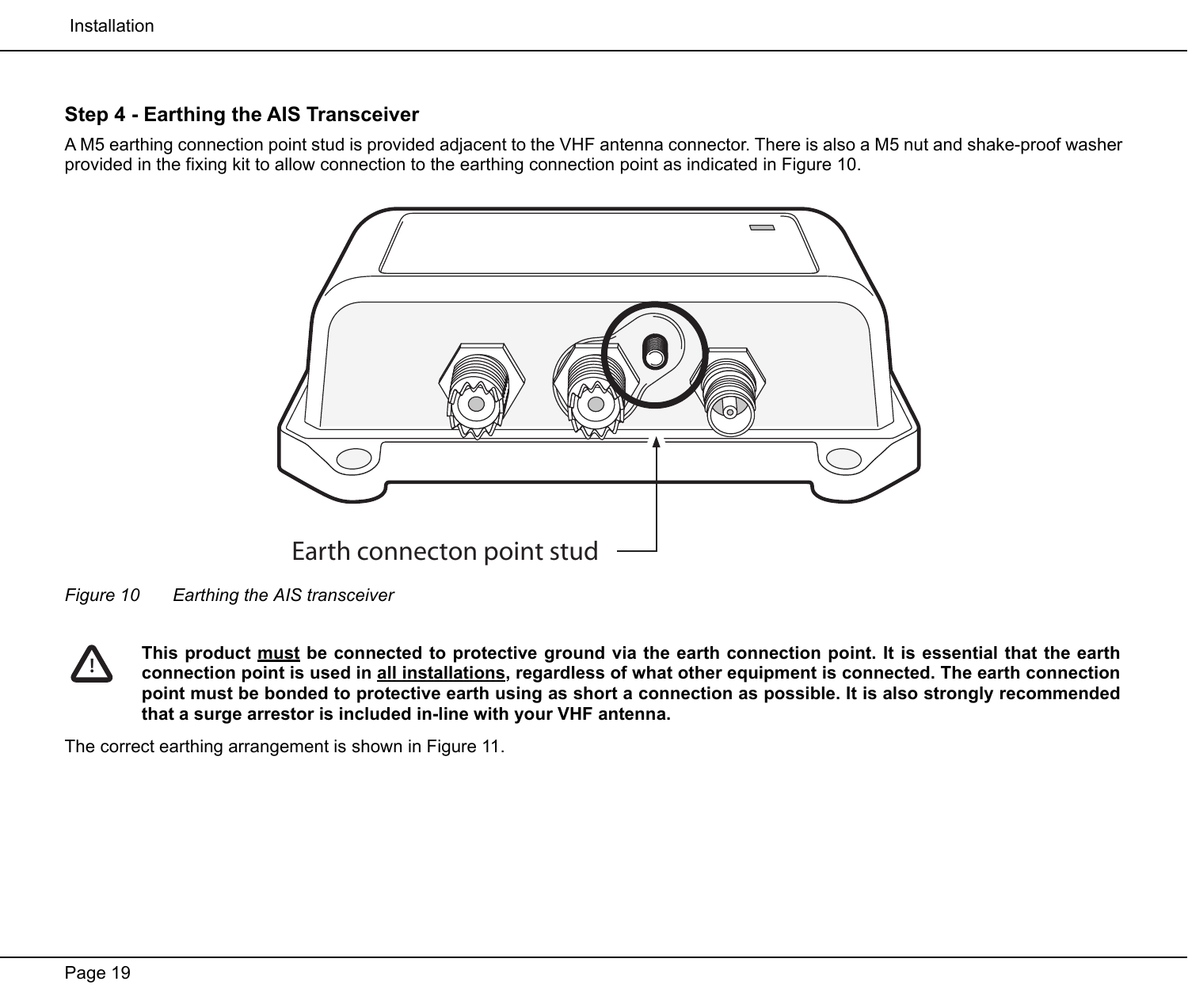### Step 4 - Earthing the AIS Transceiver

A M5 earthing connection point stud is provided adjacent to the VHF antenna connector. There is also a M5 nut and shake-proof washer provided in the fixing kit to allow connection to the earthing connection point as indicated in Figure 10.

Earth connecton point stud

*Figure 10       Earthing the AIS transceiver*

**This product <u>must</u> be connected to protective ground via the earth connection point. It is essential that the earth connection point is used in <u>all installations</u>, regardless of what other equipment is connected. The earth connection point must be bonded to protective earth using as short a connection as possible. It is also strongly recommended that a surge arrestor is included in-line with your VHF antenna.**

The correct earthing arrangement is shown in Figure 11.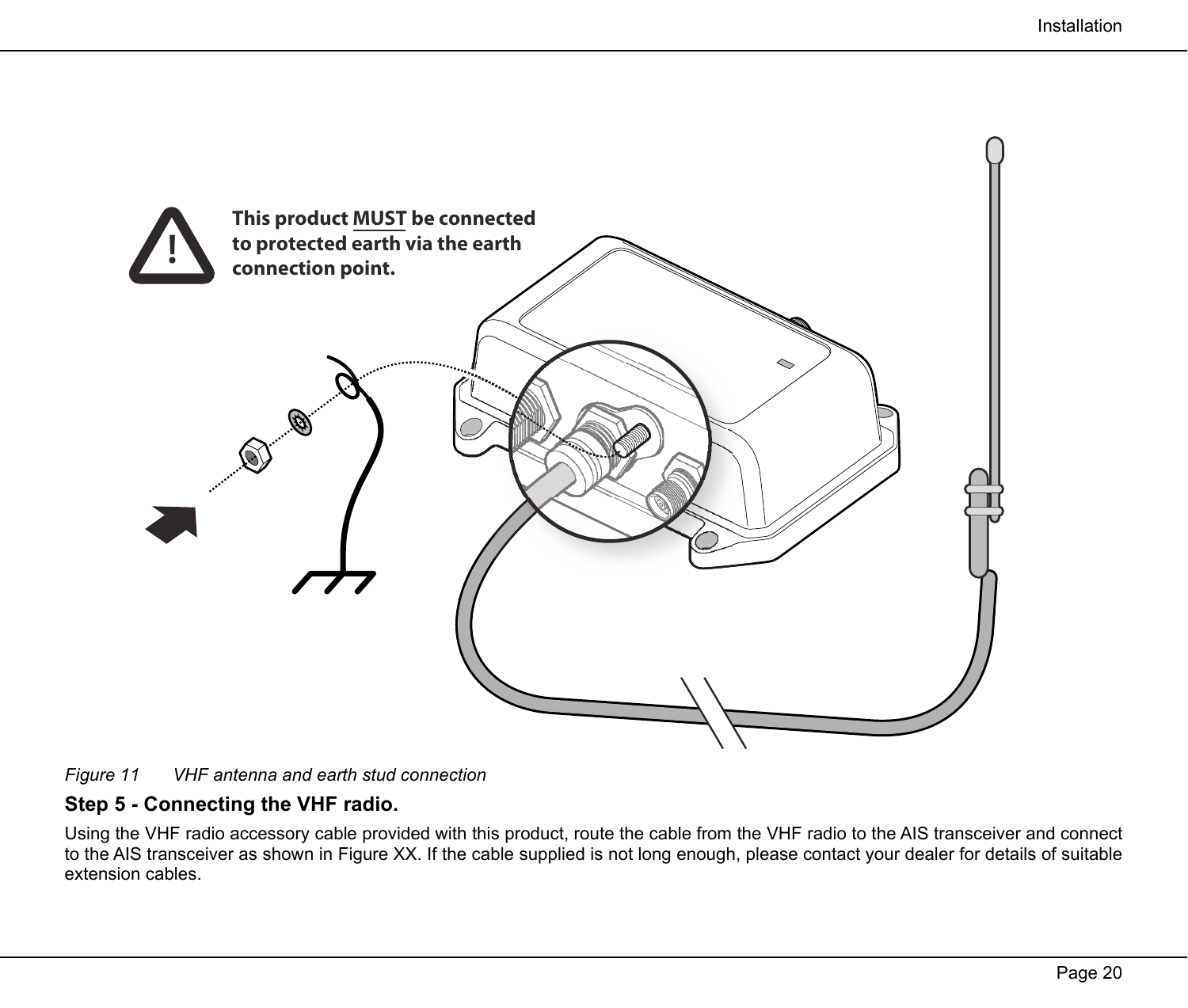This product MUST be connected to protected earth via the earth connection point.

*Figure 11 VHF antenna and earth stud connection*

**Step 5 - Connecting the VHF radio.**

Using the VHF radio accessory cable provided with this product, route the cable from the VHF radio to the AIS transceiver and connect to the AIS transceiver as shown in Figure XX. If the cable supplied is not long enough, please contact your dealer for details of suitable extension cables.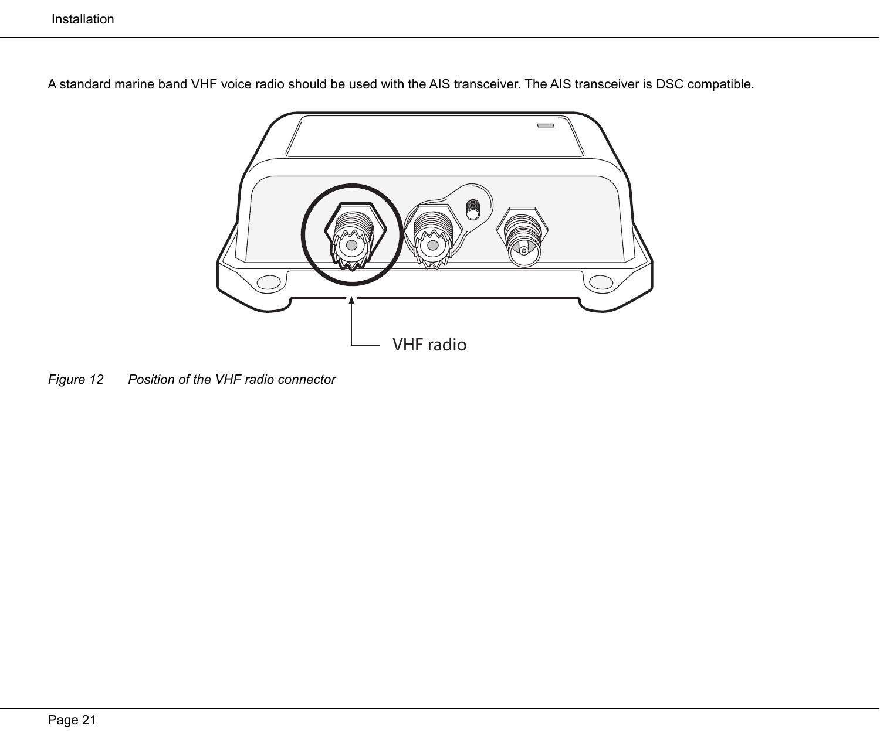A standard marine band VHF voice radio should be used with the AIS transceiver. The AIS transceiver is DSC compatible.

VHF radio

*Figure 12 Position of the VHF radio connector*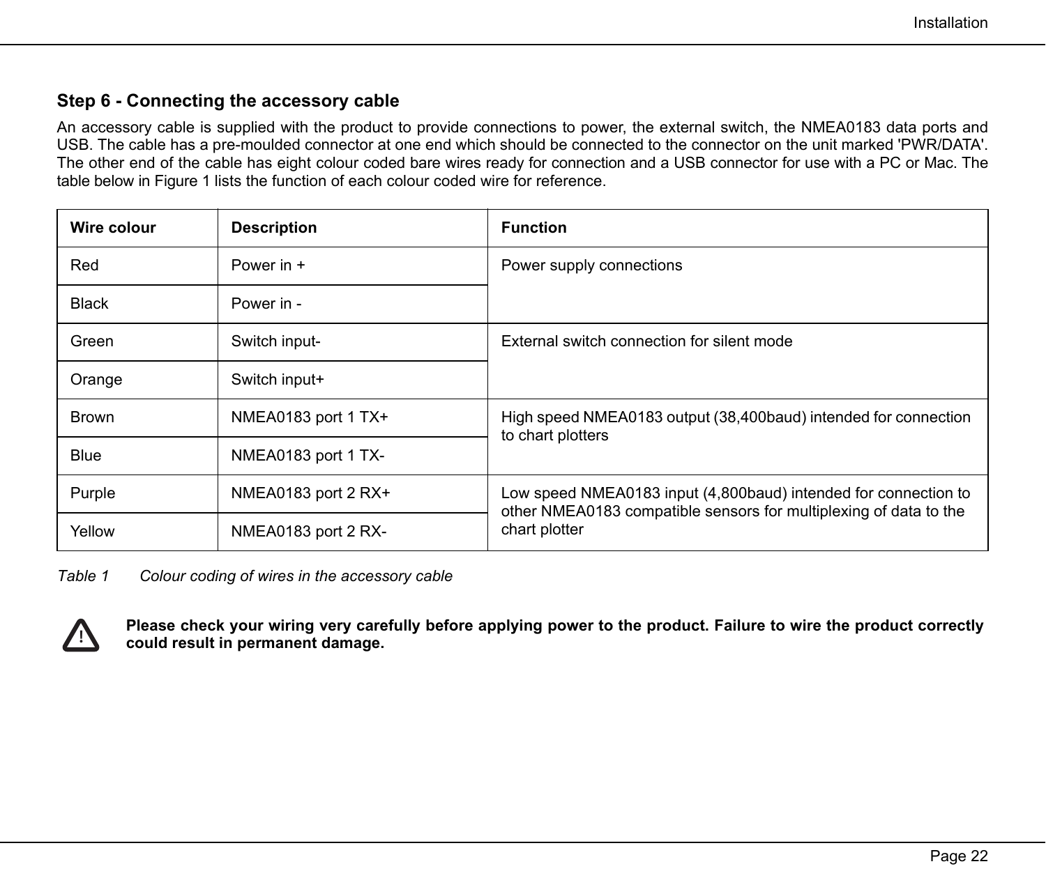## Step 6 - Connecting the accessory cable

An accessory cable is supplied with the product to provide connections to power, the external switch, the NMEA0183 data ports and USB. The cable has a pre-moulded connector at one end which should be connected to the connector on the unit marked 'PWR/DATA'. The other end of the cable has eight colour coded bare wires ready for connection and a USB connector for use with a PC or Mac. The table below in Figure 1 lists the function of each colour coded wire for reference.

| Wire colour | Description | Function |
|---|---|---|
| Red | Power in + | Power supply connections |
| Black | Power in - | |
| Green | Switch input- | External switch connection for silent mode |
| Orange | Switch input+ | |
| Brown | NMEA0183 port 1 TX+ | High speed NMEA0183 output (38,400baud) intended for connection to chart plotters |
| Blue | NMEA0183 port 1 TX- | |
| Purple | NMEA0183 port 2 RX+ | Low speed NMEA0183 input (4,800baud) intended for connection to other NMEA0183 compatible sensors for multiplexing of data to the chart plotter |
| Yellow | NMEA0183 port 2 RX- | |

*Table 1 Colour coding of wires in the accessory cable*

⚠ **Please check your wiring very carefully before applying power to the product. Failure to wire the product correctly could result in permanent damage.**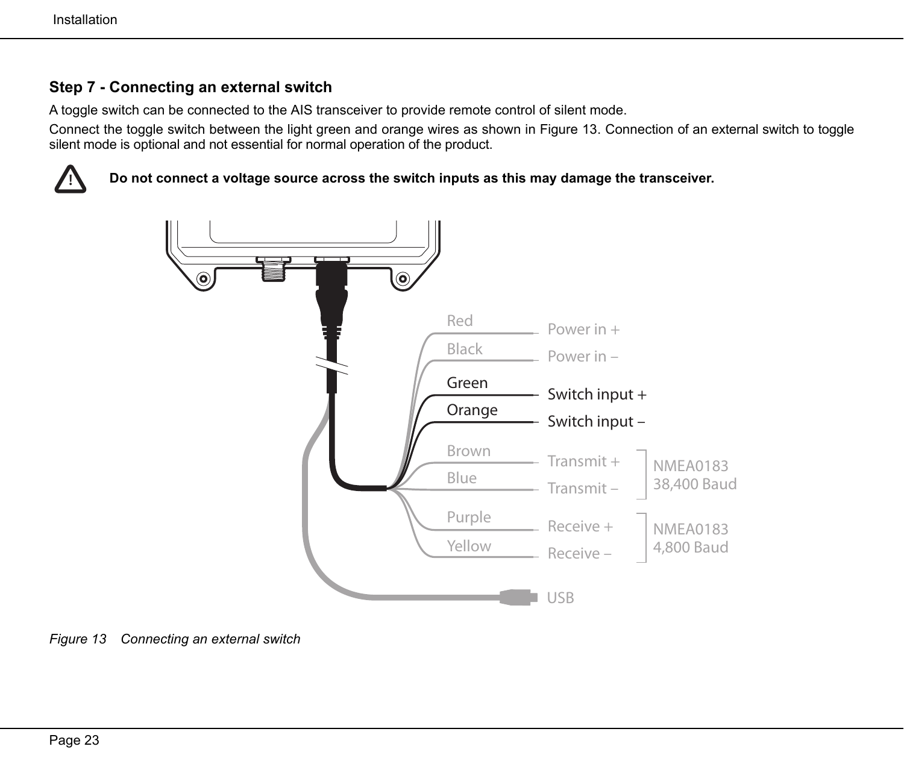## Step 7 - Connecting an external switch

A toggle switch can be connected to the AIS transceiver to provide remote control of silent mode.

Connect the toggle switch between the light green and orange wires as shown in Figure 13. Connection of an external switch to toggle silent mode is optional and not essential for normal operation of the product.

**Do not connect a voltage source across the switch inputs as this may damage the transceiver.**

| Wire | Function |
|---|---|
| Red | Power in + |
| Black | Power in – |
| Green | Switch input + |
| Orange | Switch input – |
| Brown | Transmit + (NMEA0183 38,400 Baud) |
| Blue | Transmit – (NMEA0183 38,400 Baud) |
| Purple | Receive + (NMEA0183 4,800 Baud) |
| Yellow | Receive – (NMEA0183 4,800 Baud) |
| | USB |

*Figure 13 Connecting an external switch*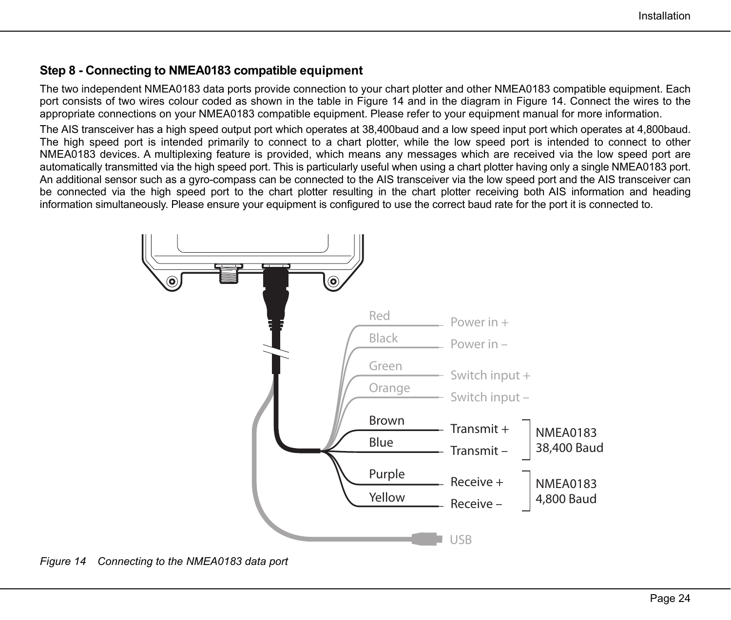### Step 8 - Connecting to NMEA0183 compatible equipment

The two independent NMEA0183 data ports provide connection to your chart plotter and other NMEA0183 compatible equipment. Each port consists of two wires colour coded as shown in the table in Figure 14 and in the diagram in Figure 14. Connect the wires to the appropriate connections on your NMEA0183 compatible equipment. Please refer to your equipment manual for more information.

The AIS transceiver has a high speed output port which operates at 38,400baud and a low speed input port which operates at 4,800baud. The high speed port is intended primarily to connect to a chart plotter, while the low speed port is intended to connect to other NMEA0183 devices. A multiplexing feature is provided, which means any messages which are received via the low speed port are automatically transmitted via the high speed port. This is particularly useful when using a chart plotter having only a single NMEA0183 port. An additional sensor such as a gyro-compass can be connected to the AIS transceiver via the low speed port and the AIS transceiver can be connected via the high speed port to the chart plotter resulting in the chart plotter receiving both AIS information and heading information simultaneously. Please ensure your equipment is configured to use the correct baud rate for the port it is connected to.

| Wire colour | Connection | Port |
|---|---|---|
| Red | Power in + | |
| Black | Power in – | |
| Green | Switch input + | |
| Orange | Switch input – | |
| Brown | Transmit + | NMEA0183 38,400 Baud |
| Blue | Transmit – | NMEA0183 38,400 Baud |
| Purple | Receive + | NMEA0183 4,800 Baud |
| Yellow | Receive – | NMEA0183 4,800 Baud |
| | USB | |

*Figure 14 Connecting to the NMEA0183 data port*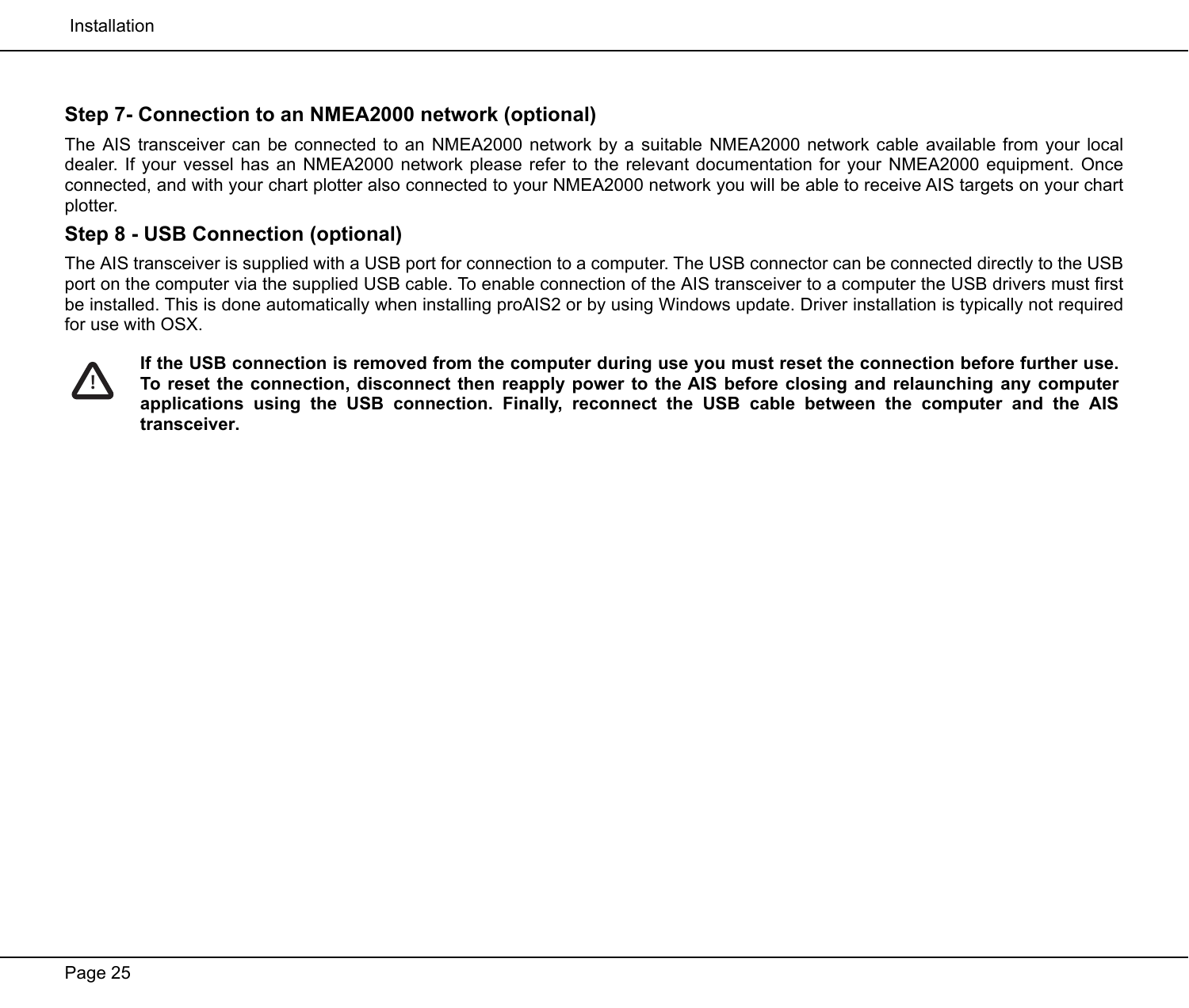### Step 7- Connection to an NMEA2000 network (optional)

The AIS transceiver can be connected to an NMEA2000 network by a suitable NMEA2000 network cable available from your local dealer. If your vessel has an NMEA2000 network please refer to the relevant documentation for your NMEA2000 equipment. Once connected, and with your chart plotter also connected to your NMEA2000 network you will be able to receive AIS targets on your chart plotter.

### Step 8 - USB Connection (optional)

The AIS transceiver is supplied with a USB port for connection to a computer. The USB connector can be connected directly to the USB port on the computer via the supplied USB cable. To enable connection of the AIS transceiver to a computer the USB drivers must first be installed. This is done automatically when installing proAIS2 or by using Windows update. Driver installation is typically not required for use with OSX.

⚠ **If the USB connection is removed from the computer during use you must reset the connection before further use. To reset the connection, disconnect then reapply power to the AIS before closing and relaunching any computer applications using the USB connection. Finally, reconnect the USB cable between the computer and the AIS transceiver.**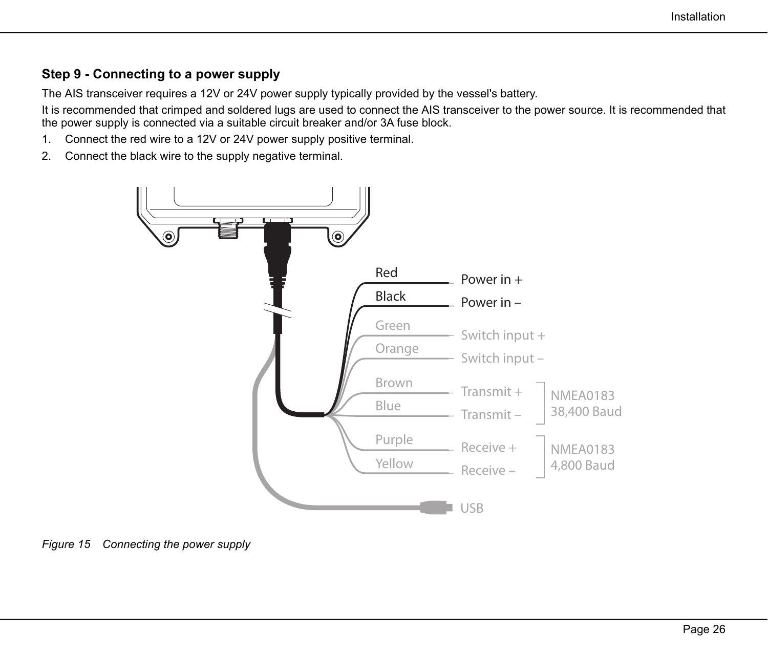### Step 9 - Connecting to a power supply

The AIS transceiver requires a 12V or 24V power supply typically provided by the vessel's battery.

It is recommended that crimped and soldered lugs are used to connect the AIS transceiver to the power source. It is recommended that the power supply is connected via a suitable circuit breaker and/or 3A fuse block.

1. Connect the red wire to a 12V or 24V power supply positive terminal.
2. Connect the black wire to the supply negative terminal.

| Wire | Function | |
|---|---|---|
| Red | Power in + | |
| Black | Power in – | |
| Green | Switch input + | |
| Orange | Switch input – | |
| Brown | Transmit + | NMEA0183 38,400 Baud |
| Blue | Transmit – | |
| Purple | Receive + | NMEA0183 4,800 Baud |
| Yellow | Receive – | |
| | USB | |

*Figure 15 Connecting the power supply*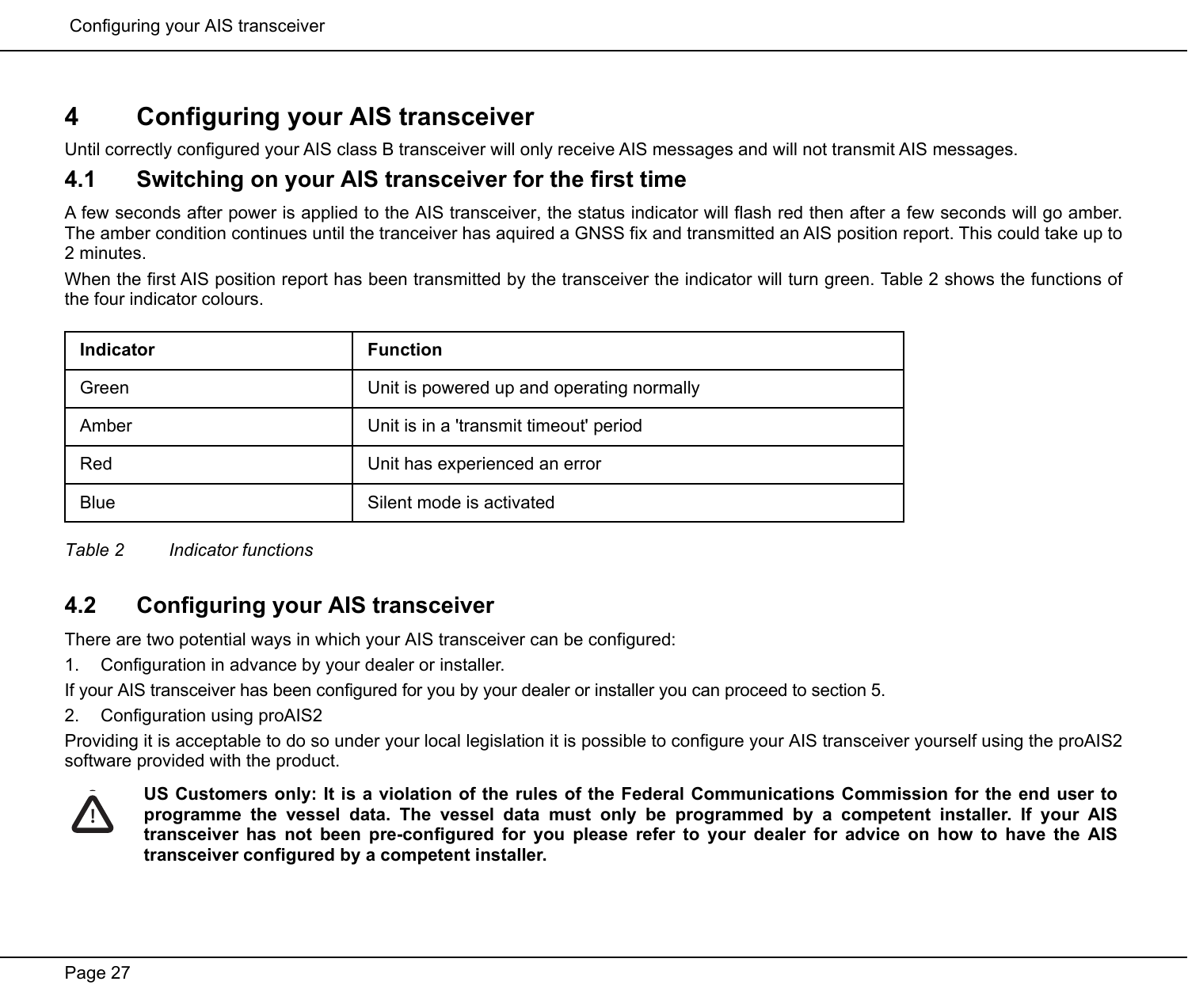# 4 Configuring your AIS transceiver

Until correctly configured your AIS class B transceiver will only receive AIS messages and will not transmit AIS messages.

## 4.1 Switching on your AIS transceiver for the first time

A few seconds after power is applied to the AIS transceiver, the status indicator will flash red then after a few seconds will go amber. The amber condition continues until the tranceiver has aquired a GNSS fix and transmitted an AIS position report. This could take up to 2 minutes.

When the first AIS position report has been transmitted by the transceiver the indicator will turn green. Table 2 shows the functions of the four indicator colours.

| Indicator | Function |
|---|---|
| Green | Unit is powered up and operating normally |
| Amber | Unit is in a 'transmit timeout' period |
| Red | Unit has experienced an error |
| Blue | Silent mode is activated |

*Table 2 Indicator functions*

## 4.2 Configuring your AIS transceiver

There are two potential ways in which your AIS transceiver can be configured:

1. Configuration in advance by your dealer or installer.

If your AIS transceiver has been configured for you by your dealer or installer you can proceed to section 5.

2. Configuration using proAIS2

Providing it is acceptable to do so under your local legislation it is possible to configure your AIS transceiver yourself using the proAIS2 software provided with the product.

**US Customers only: It is a violation of the rules of the Federal Communications Commission for the end user to programme the vessel data. The vessel data must only be programmed by a competent installer. If your AIS transceiver has not been pre-configured for you please refer to your dealer for advice on how to have the AIS transceiver configured by a competent installer.**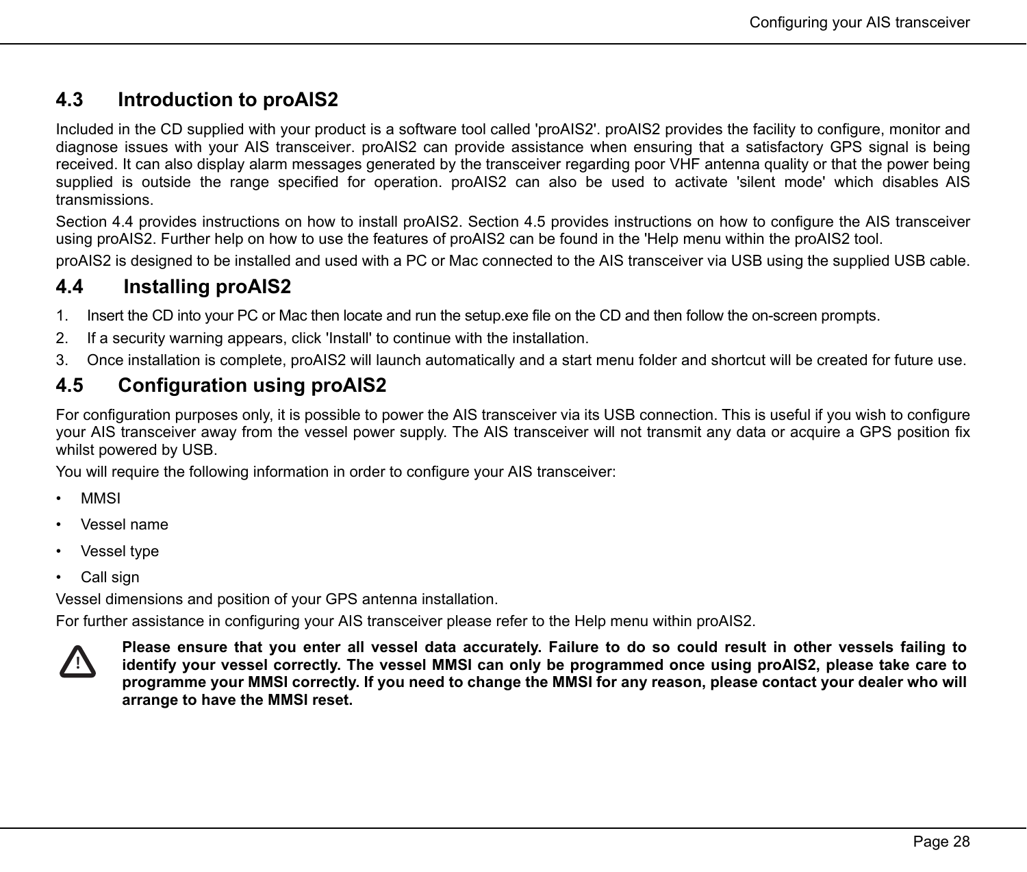## 4.3 Introduction to proAIS2

Included in the CD supplied with your product is a software tool called 'proAIS2'. proAIS2 provides the facility to configure, monitor and diagnose issues with your AIS transceiver. proAIS2 can provide assistance when ensuring that a satisfactory GPS signal is being received. It can also display alarm messages generated by the transceiver regarding poor VHF antenna quality or that the power being supplied is outside the range specified for operation. proAIS2 can also be used to activate 'silent mode' which disables AIS transmissions.

Section 4.4 provides instructions on how to install proAIS2. Section 4.5 provides instructions on how to configure the AIS transceiver using proAIS2. Further help on how to use the features of proAIS2 can be found in the 'Help menu within the proAIS2 tool.

proAIS2 is designed to be installed and used with a PC or Mac connected to the AIS transceiver via USB using the supplied USB cable.

## 4.4 Installing proAIS2

1. Insert the CD into your PC or Mac then locate and run the setup.exe file on the CD and then follow the on-screen prompts.
2. If a security warning appears, click 'Install' to continue with the installation.
3. Once installation is complete, proAIS2 will launch automatically and a start menu folder and shortcut will be created for future use.

## 4.5 Configuration using proAIS2

For configuration purposes only, it is possible to power the AIS transceiver via its USB connection. This is useful if you wish to configure your AIS transceiver away from the vessel power supply. The AIS transceiver will not transmit any data or acquire a GPS position fix whilst powered by USB.

You will require the following information in order to configure your AIS transceiver:

- MMSI
- Vessel name
- Vessel type
- Call sign

Vessel dimensions and position of your GPS antenna installation.

For further assistance in configuring your AIS transceiver please refer to the Help menu within proAIS2.

⚠ **Please ensure that you enter all vessel data accurately. Failure to do so could result in other vessels failing to identify your vessel correctly. The vessel MMSI can only be programmed once using proAIS2, please take care to programme your MMSI correctly. If you need to change the MMSI for any reason, please contact your dealer who will arrange to have the MMSI reset.**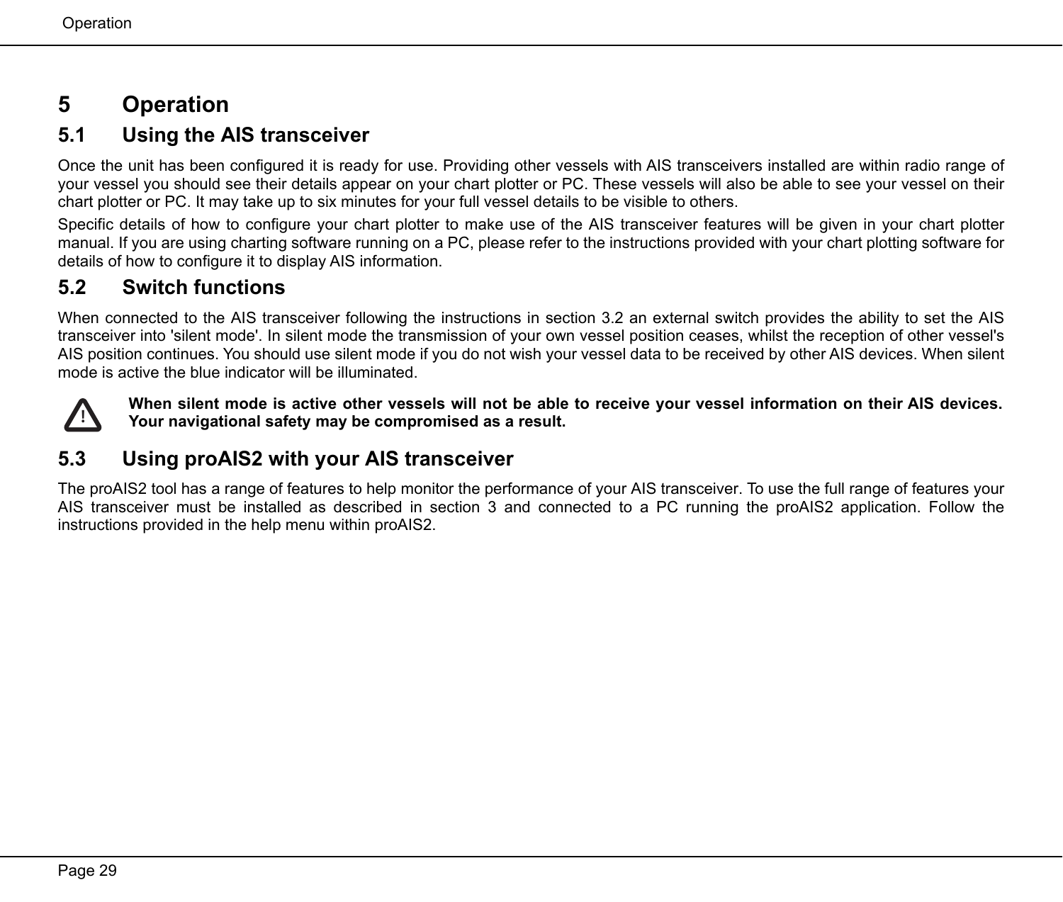# 5 Operation

## 5.1 Using the AIS transceiver

Once the unit has been configured it is ready for use. Providing other vessels with AIS transceivers installed are within radio range of your vessel you should see their details appear on your chart plotter or PC. These vessels will also be able to see your vessel on their chart plotter or PC. It may take up to six minutes for your full vessel details to be visible to others.

Specific details of how to configure your chart plotter to make use of the AIS transceiver features will be given in your chart plotter manual. If you are using charting software running on a PC, please refer to the instructions provided with your chart plotting software for details of how to configure it to display AIS information.

## 5.2 Switch functions

When connected to the AIS transceiver following the instructions in section 3.2 an external switch provides the ability to set the AIS transceiver into 'silent mode'. In silent mode the transmission of your own vessel position ceases, whilst the reception of other vessel's AIS position continues. You should use silent mode if you do not wish your vessel data to be received by other AIS devices. When silent mode is active the blue indicator will be illuminated.

**When silent mode is active other vessels will not be able to receive your vessel information on their AIS devices. Your navigational safety may be compromised as a result.**

## 5.3 Using proAIS2 with your AIS transceiver

The proAIS2 tool has a range of features to help monitor the performance of your AIS transceiver. To use the full range of features your AIS transceiver must be installed as described in section 3 and connected to a PC running the proAIS2 application. Follow the instructions provided in the help menu within proAIS2.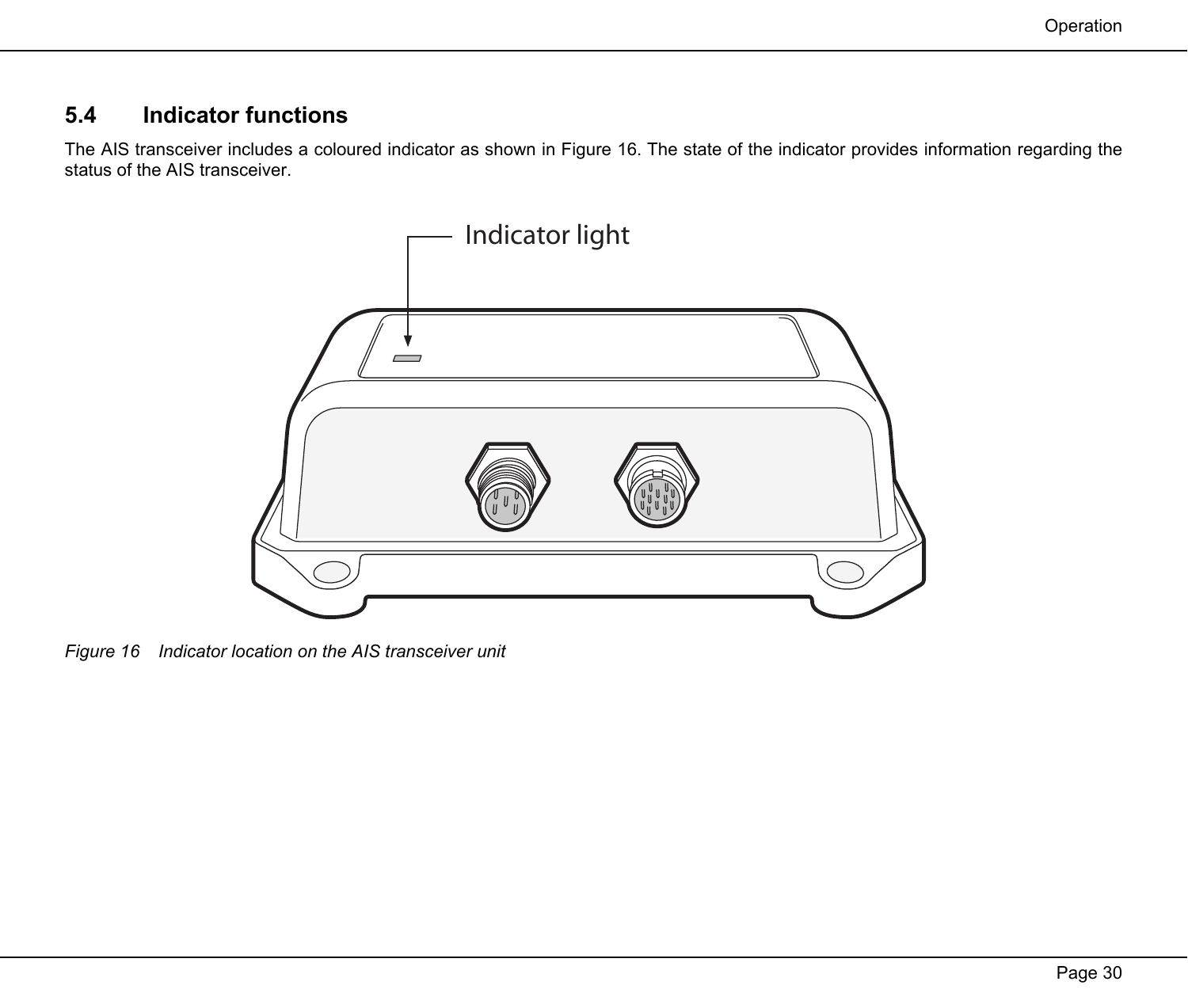## 5.4 Indicator functions

The AIS transceiver includes a coloured indicator as shown in Figure 16. The state of the indicator provides information regarding the status of the AIS transceiver.

*Figure 16 Indicator location on the AIS transceiver unit*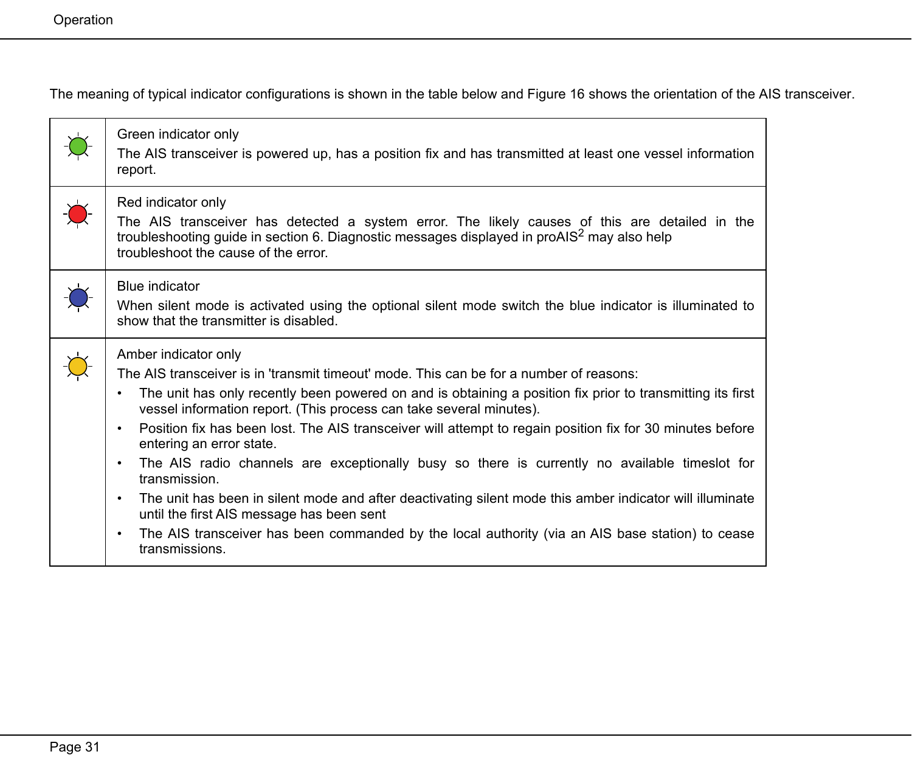The meaning of typical indicator configurations is shown in the table below and Figure 16 shows the orientation of the AIS transceiver.

| | |
|---|---|
| Green | Green indicator only<br>The AIS transceiver is powered up, has a position fix and has transmitted at least one vessel information report. |
| Red | Red indicator only<br>The AIS transceiver has detected a system error. The likely causes of this are detailed in the troubleshooting guide in section 6. Diagnostic messages displayed in proAIS2 may also help troubleshoot the cause of the error. |
| Blue | Blue indicator<br>When silent mode is activated using the optional silent mode switch the blue indicator is illuminated to show that the transmitter is disabled. |
| Amber | Amber indicator only<br>The AIS transceiver is in 'transmit timeout' mode. This can be for a number of reasons:<br>• The unit has only recently been powered on and is obtaining a position fix prior to transmitting its first vessel information report. (This process can take several minutes).<br>• Position fix has been lost. The AIS transceiver will attempt to regain position fix for 30 minutes before entering an error state.<br>• The AIS radio channels are exceptionally busy so there is currently no available timeslot for transmission.<br>• The unit has been in silent mode and after deactivating silent mode this amber indicator will illuminate until the first AIS message has been sent<br>• The AIS transceiver has been commanded by the local authority (via an AIS base station) to cease transmissions. |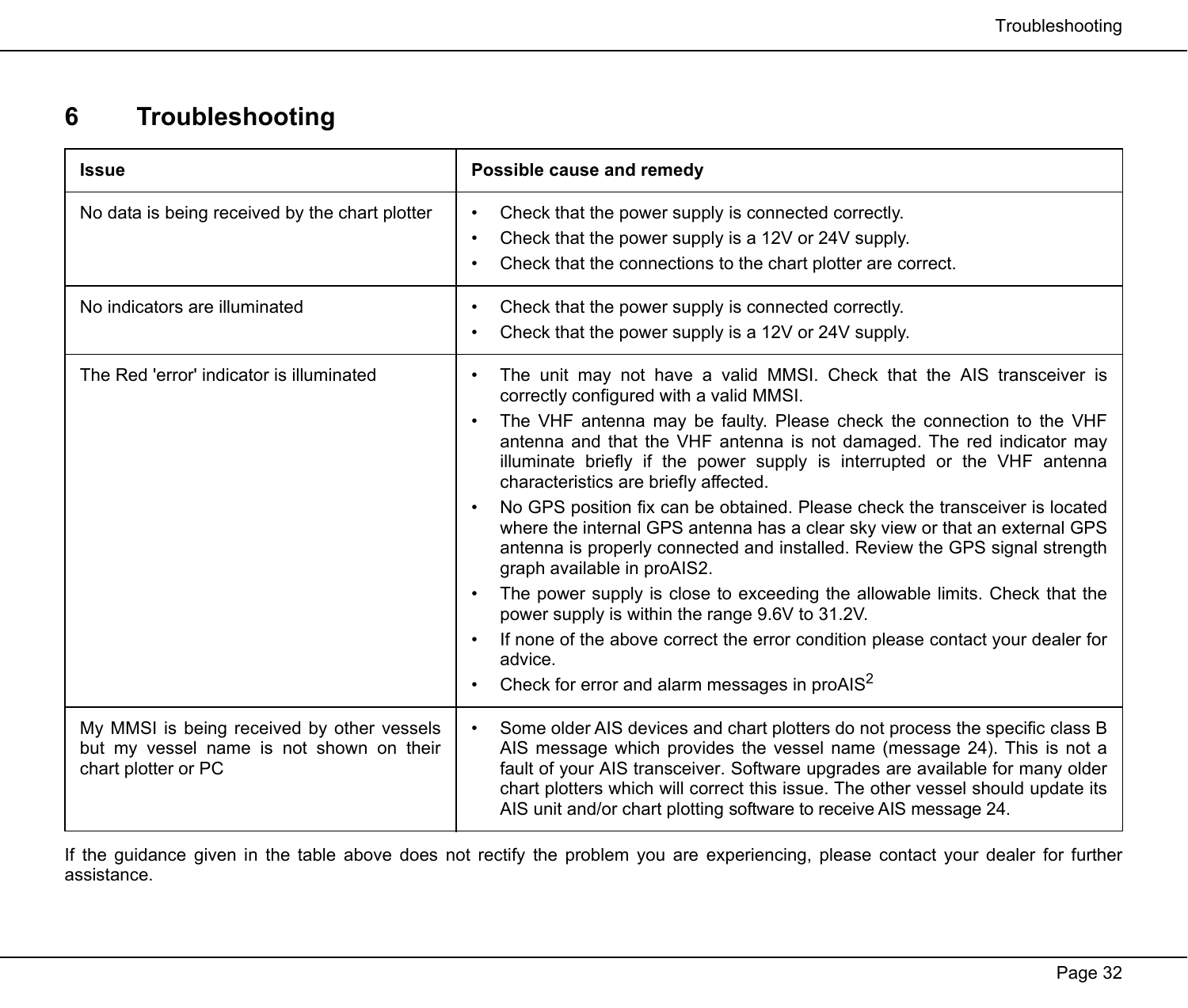# 6 Troubleshooting

| Issue | Possible cause and remedy |
|---|---|
| No data is being received by the chart plotter | • Check that the power supply is connected correctly.<br>• Check that the power supply is a 12V or 24V supply.<br>• Check that the connections to the chart plotter are correct. |
| No indicators are illuminated | • Check that the power supply is connected correctly.<br>• Check that the power supply is a 12V or 24V supply. |
| The Red 'error' indicator is illuminated | • The unit may not have a valid MMSI. Check that the AIS transceiver is correctly configured with a valid MMSI.<br>• The VHF antenna may be faulty. Please check the connection to the VHF antenna and that the VHF antenna is not damaged. The red indicator may illuminate briefly if the power supply is interrupted or the VHF antenna characteristics are briefly affected.<br>• No GPS position fix can be obtained. Please check the transceiver is located where the internal GPS antenna has a clear sky view or that an external GPS antenna is properly connected and installed. Review the GPS signal strength graph available in proAIS2.<br>• The power supply is close to exceeding the allowable limits. Check that the power supply is within the range 9.6V to 31.2V.<br>• If none of the above correct the error condition please contact your dealer for advice.<br>• Check for error and alarm messages in proAIS$^2$ |
| My MMSI is being received by other vessels but my vessel name is not shown on their chart plotter or PC | • Some older AIS devices and chart plotters do not process the specific class B AIS message which provides the vessel name (message 24). This is not a fault of your AIS transceiver. Software upgrades are available for many older chart plotters which will correct this issue. The other vessel should update its AIS unit and/or chart plotting software to receive AIS message 24. |

If the guidance given in the table above does not rectify the problem you are experiencing, please contact your dealer for further assistance.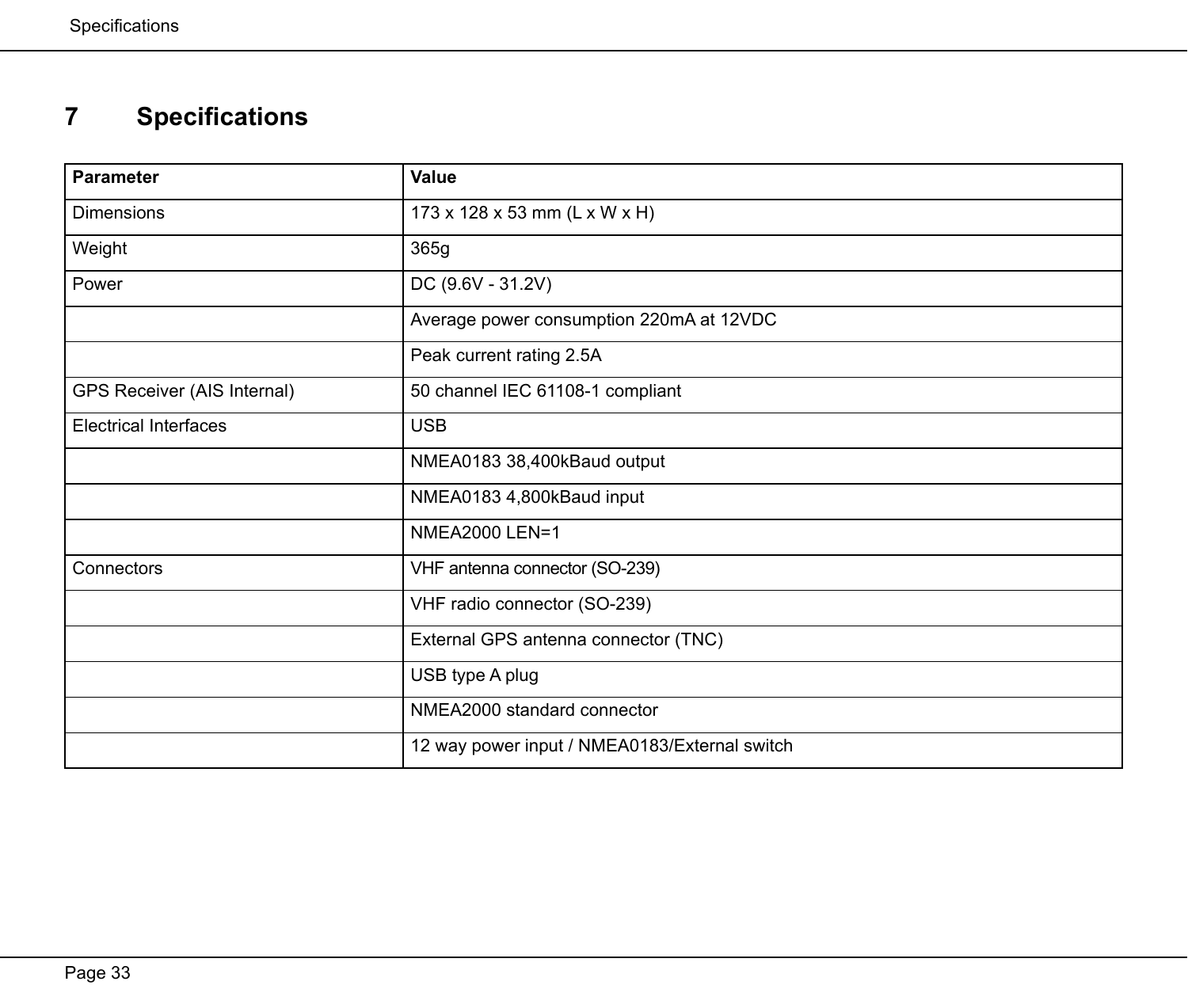# 7 Specifications

| Parameter | Value |
|---|---|
| Dimensions | 173 x 128 x 53 mm (L x W x H) |
| Weight | 365g |
| Power | DC (9.6V - 31.2V) |
| | Average power consumption 220mA at 12VDC |
| | Peak current rating 2.5A |
| GPS Receiver (AIS Internal) | 50 channel IEC 61108-1 compliant |
| Electrical Interfaces | USB |
| | NMEA0183 38,400kBaud output |
| | NMEA0183 4,800kBaud input |
| | NMEA2000 LEN=1 |
| Connectors | VHF antenna connector (SO-239) |
| | VHF radio connector (SO-239) |
| | External GPS antenna connector (TNC) |
| | USB type A plug |
| | NMEA2000 standard connector |
| | 12 way power input / NMEA0183/External switch |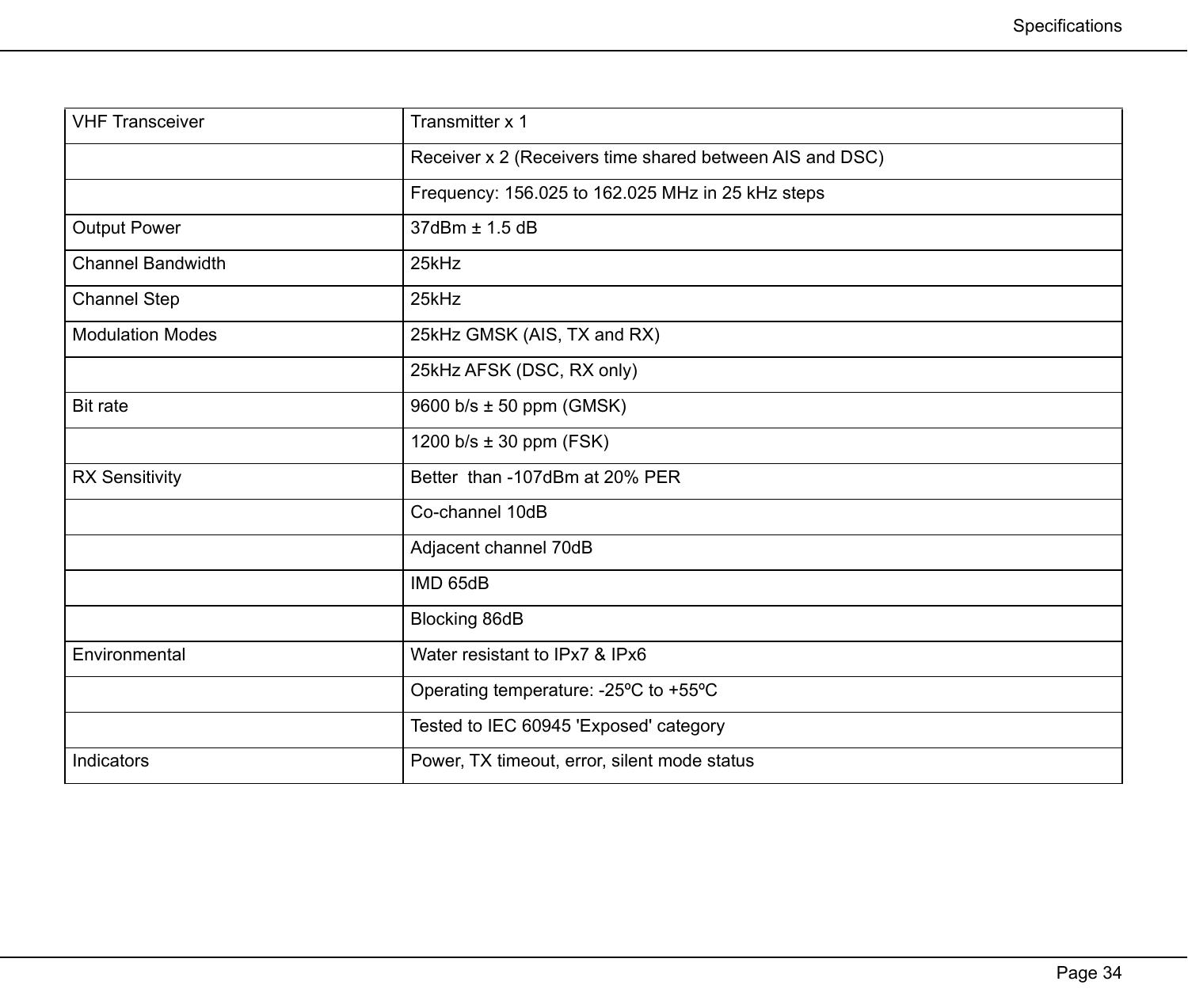| | |
|---|---|
| VHF Transceiver | Transmitter x 1 |
| | Receiver x 2 (Receivers time shared between AIS and DSC) |
| | Frequency: 156.025 to 162.025 MHz in 25 kHz steps |
| Output Power | 37dBm ± 1.5 dB |
| Channel Bandwidth | 25kHz |
| Channel Step | 25kHz |
| Modulation Modes | 25kHz GMSK (AIS, TX and RX) |
| | 25kHz AFSK (DSC, RX only) |
| Bit rate | 9600 b/s ± 50 ppm (GMSK) |
| | 1200 b/s ± 30 ppm (FSK) |
| RX Sensitivity | Better than -107dBm at 20% PER |
| | Co-channel 10dB |
| | Adjacent channel 70dB |
| | IMD 65dB |
| | Blocking 86dB |
| Environmental | Water resistant to IPx7 & IPx6 |
| | Operating temperature: -25ºC to +55ºC |
| | Tested to IEC 60945 'Exposed' category |
| Indicators | Power, TX timeout, error, silent mode status |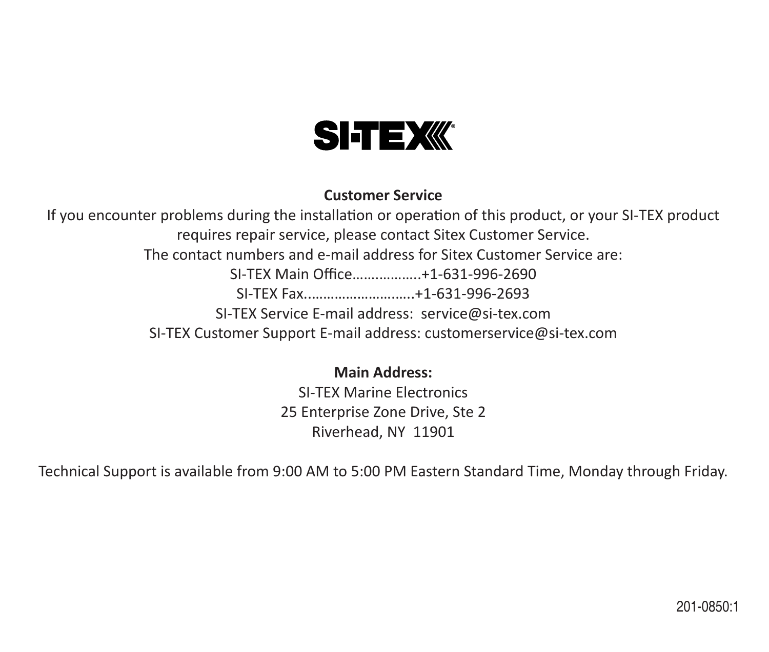SI-TEX

**Customer Service**

If you encounter problems during the installation or operation of this product, or your SI-TEX product requires repair service, please contact Sitex Customer Service.

The contact numbers and e-mail address for Sitex Customer Service are:

SI-TEX Main Office……………..+1-631-996-2690

SI-TEX Fax...........................+1-631-996-2693

SI-TEX Service E-mail address: service@si-tex.com

SI-TEX Customer Support E-mail address: customerservice@si-tex.com

**Main Address:**

SI-TEX Marine Electronics
25 Enterprise Zone Drive, Ste 2
Riverhead, NY 11901

Technical Support is available from 9:00 AM to 5:00 PM Eastern Standard Time, Monday through Friday.

201-0850:1